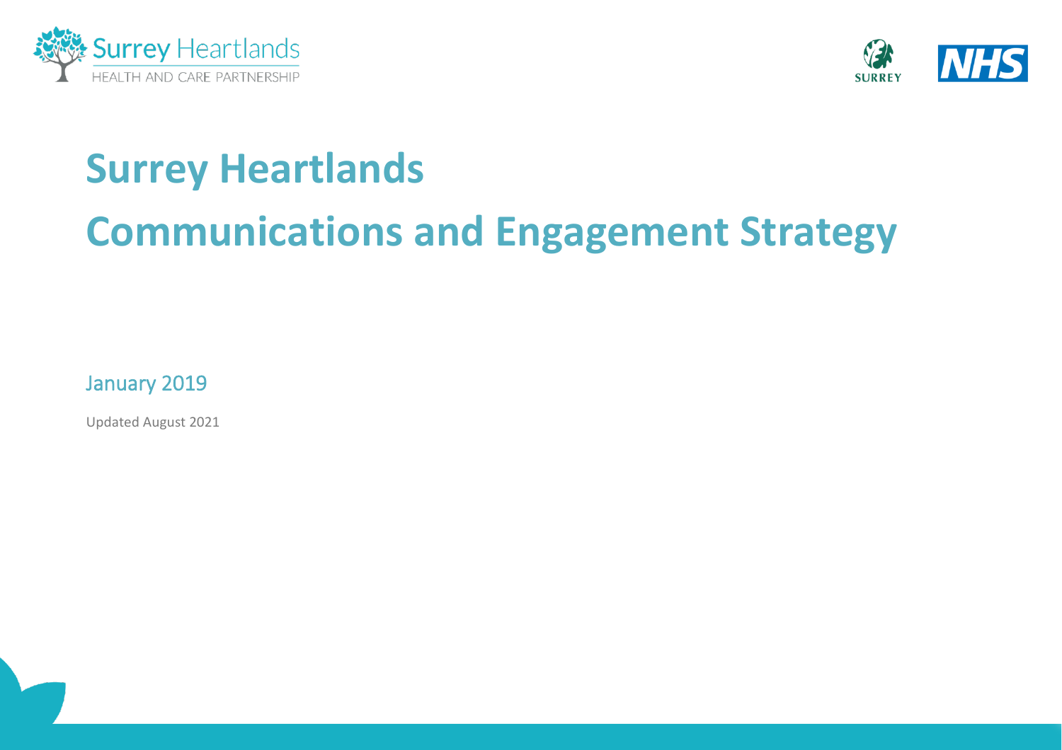# Surrey Heartlands

# Communications and Engagement Strategy

January 2019

Updated August 2021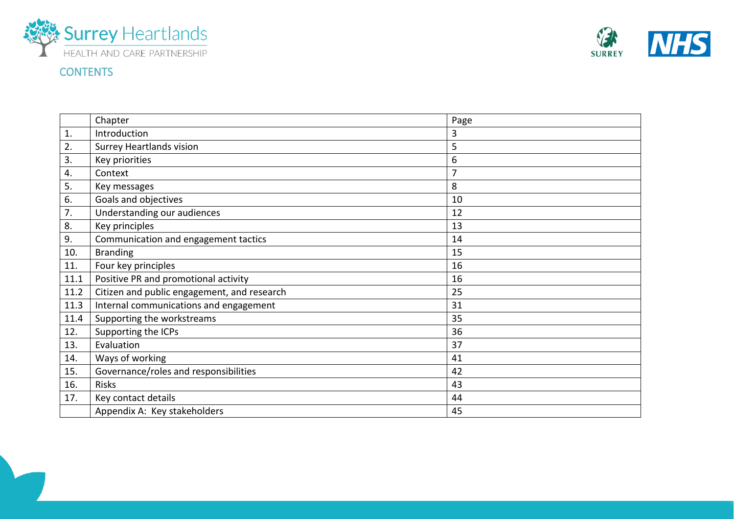# CONTENTS

| | Chapter | Page |
|---|---|---|
| 1. | Introduction | 3 |
| 2. | Surrey Heartlands vision | 5 |
| 3. | Key priorities | 6 |
| 4. | Context | 7 |
| 5. | Key messages | 8 |
| 6. | Goals and objectives | 10 |
| 7. | Understanding our audiences | 12 |
| 8. | Key principles | 13 |
| 9. | Communication and engagement tactics | 14 |
| 10. | Branding | 15 |
| 11. | Four key principles | 16 |
| 11.1 | Positive PR and promotional activity | 16 |
| 11.2 | Citizen and public engagement, and research | 25 |
| 11.3 | Internal communications and engagement | 31 |
| 11.4 | Supporting the workstreams | 35 |
| 12. | Supporting the ICPs | 36 |
| 13. | Evaluation | 37 |
| 14. | Ways of working | 41 |
| 15. | Governance/roles and responsibilities | 42 |
| 16. | Risks | 43 |
| 17. | Key contact details | 44 |
| | Appendix A: Key stakeholders | 45 |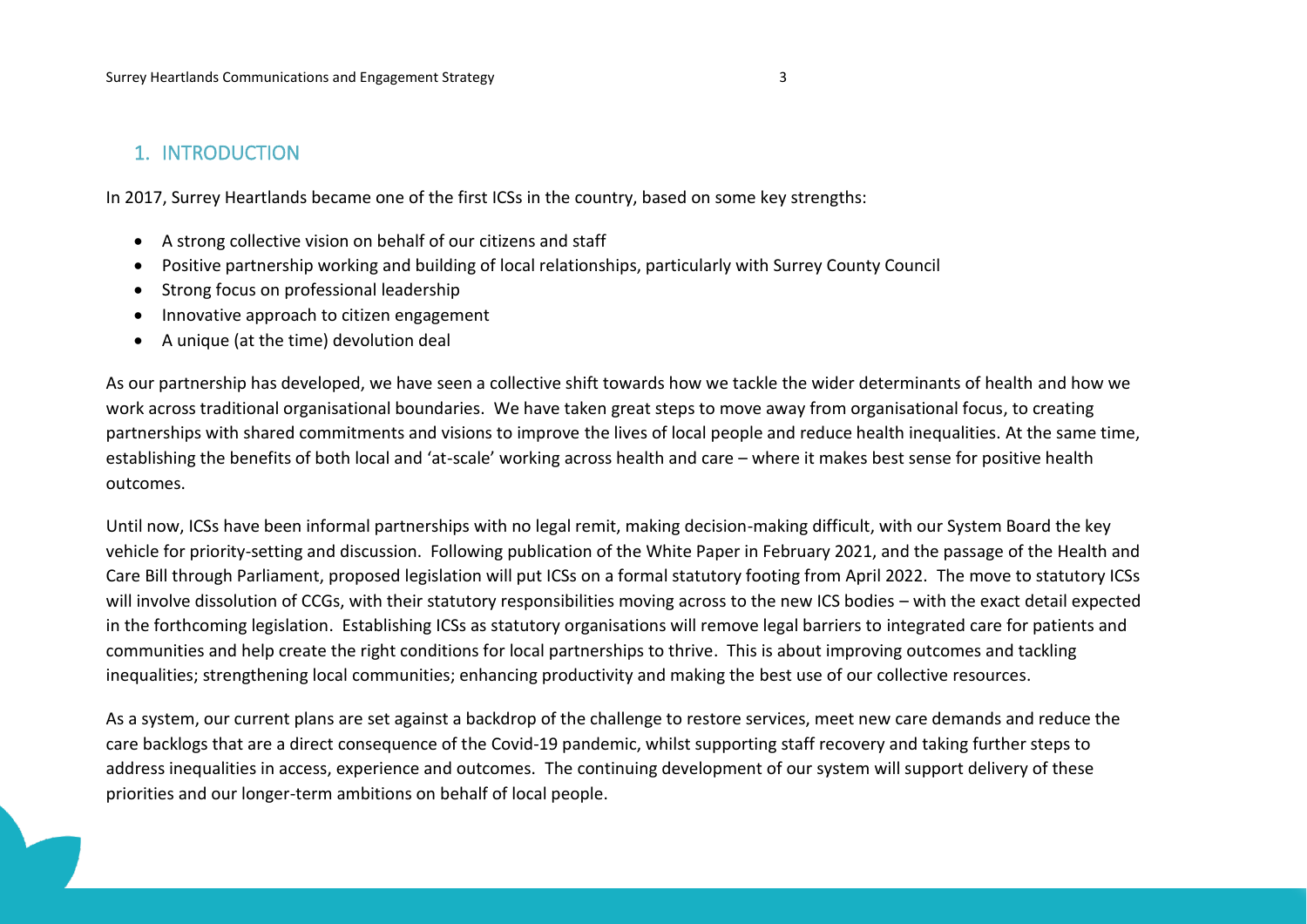## 1. INTRODUCTION

In 2017, Surrey Heartlands became one of the first ICSs in the country, based on some key strengths:

- A strong collective vision on behalf of our citizens and staff
- Positive partnership working and building of local relationships, particularly with Surrey County Council
- Strong focus on professional leadership
- Innovative approach to citizen engagement
- A unique (at the time) devolution deal

As our partnership has developed, we have seen a collective shift towards how we tackle the wider determinants of health and how we work across traditional organisational boundaries. We have taken great steps to move away from organisational focus, to creating partnerships with shared commitments and visions to improve the lives of local people and reduce health inequalities. At the same time, establishing the benefits of both local and 'at-scale' working across health and care – where it makes best sense for positive health outcomes.

Until now, ICSs have been informal partnerships with no legal remit, making decision-making difficult, with our System Board the key vehicle for priority-setting and discussion. Following publication of the White Paper in February 2021, and the passage of the Health and Care Bill through Parliament, proposed legislation will put ICSs on a formal statutory footing from April 2022. The move to statutory ICSs will involve dissolution of CCGs, with their statutory responsibilities moving across to the new ICS bodies – with the exact detail expected in the forthcoming legislation. Establishing ICSs as statutory organisations will remove legal barriers to integrated care for patients and communities and help create the right conditions for local partnerships to thrive. This is about improving outcomes and tackling inequalities; strengthening local communities; enhancing productivity and making the best use of our collective resources.

As a system, our current plans are set against a backdrop of the challenge to restore services, meet new care demands and reduce the care backlogs that are a direct consequence of the Covid-19 pandemic, whilst supporting staff recovery and taking further steps to address inequalities in access, experience and outcomes. The continuing development of our system will support delivery of these priorities and our longer-term ambitions on behalf of local people.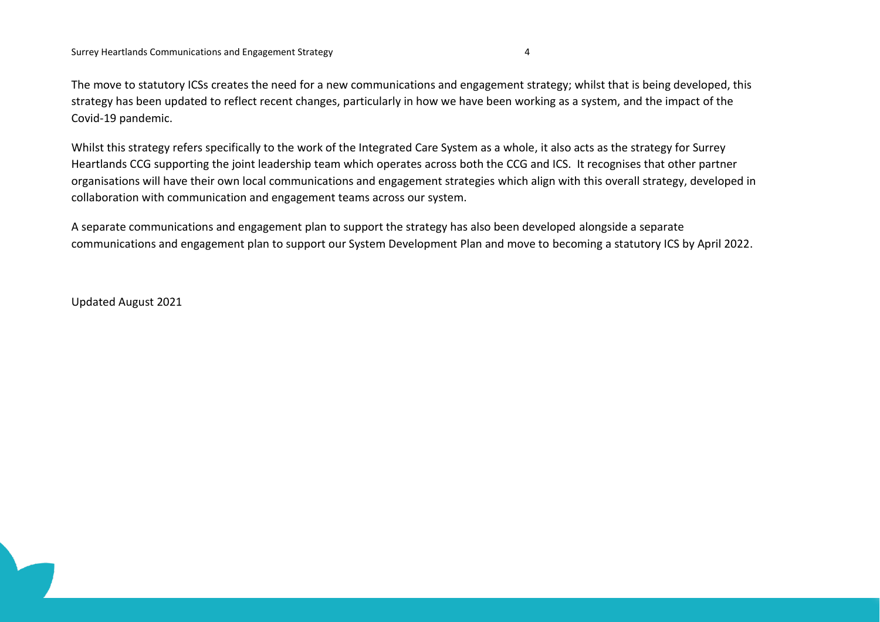The move to statutory ICSs creates the need for a new communications and engagement strategy; whilst that is being developed, this strategy has been updated to reflect recent changes, particularly in how we have been working as a system, and the impact of the Covid-19 pandemic.

Whilst this strategy refers specifically to the work of the Integrated Care System as a whole, it also acts as the strategy for Surrey Heartlands CCG supporting the joint leadership team which operates across both the CCG and ICS. It recognises that other partner organisations will have their own local communications and engagement strategies which align with this overall strategy, developed in collaboration with communication and engagement teams across our system.

A separate communications and engagement plan to support the strategy has also been developed alongside a separate communications and engagement plan to support our System Development Plan and move to becoming a statutory ICS by April 2022.

Updated August 2021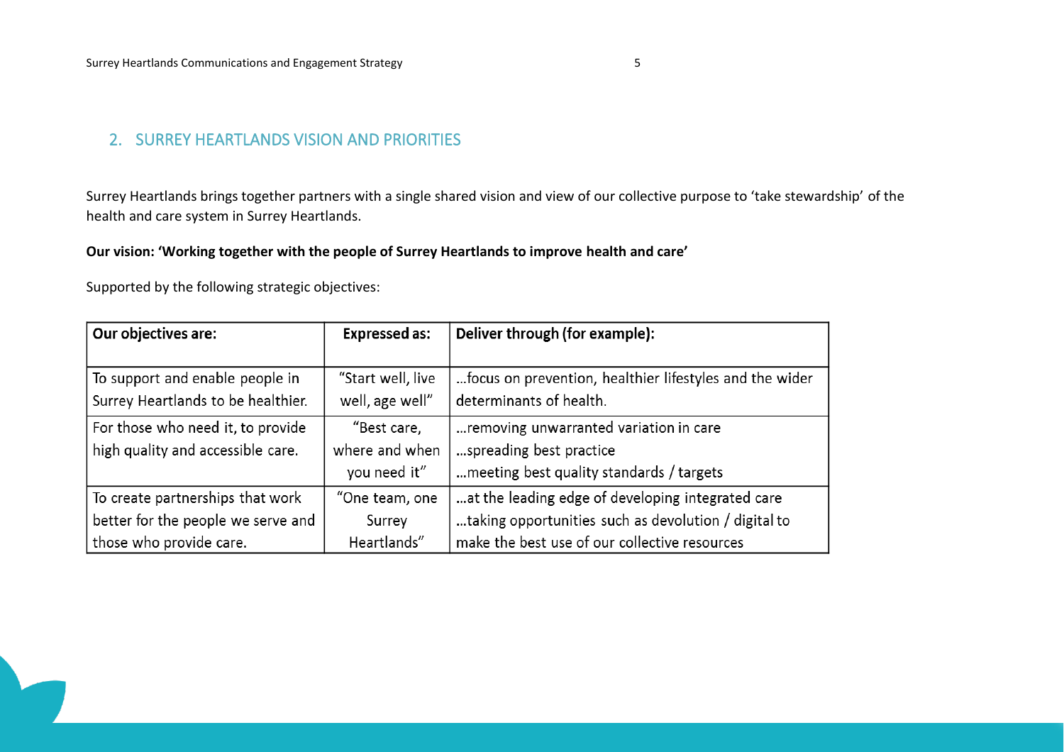## 2. SURREY HEARTLANDS VISION AND PRIORITIES

Surrey Heartlands brings together partners with a single shared vision and view of our collective purpose to 'take stewardship' of the health and care system in Surrey Heartlands.

**Our vision: 'Working together with the people of Surrey Heartlands to improve health and care'**

Supported by the following strategic objectives:

| Our objectives are: | Expressed as: | Deliver through (for example): |
|---|---|---|
| To support and enable people in Surrey Heartlands to be healthier. | "Start well, live well, age well" | …focus on prevention, healthier lifestyles and the wider determinants of health. |
| For those who need it, to provide high quality and accessible care. | "Best care, where and when you need it" | …removing unwarranted variation in care<br>…spreading best practice<br>…meeting best quality standards / targets |
| To create partnerships that work better for the people we serve and those who provide care. | "One team, one Surrey Heartlands" | …at the leading edge of developing integrated care<br>…taking opportunities such as devolution / digital to make the best use of our collective resources |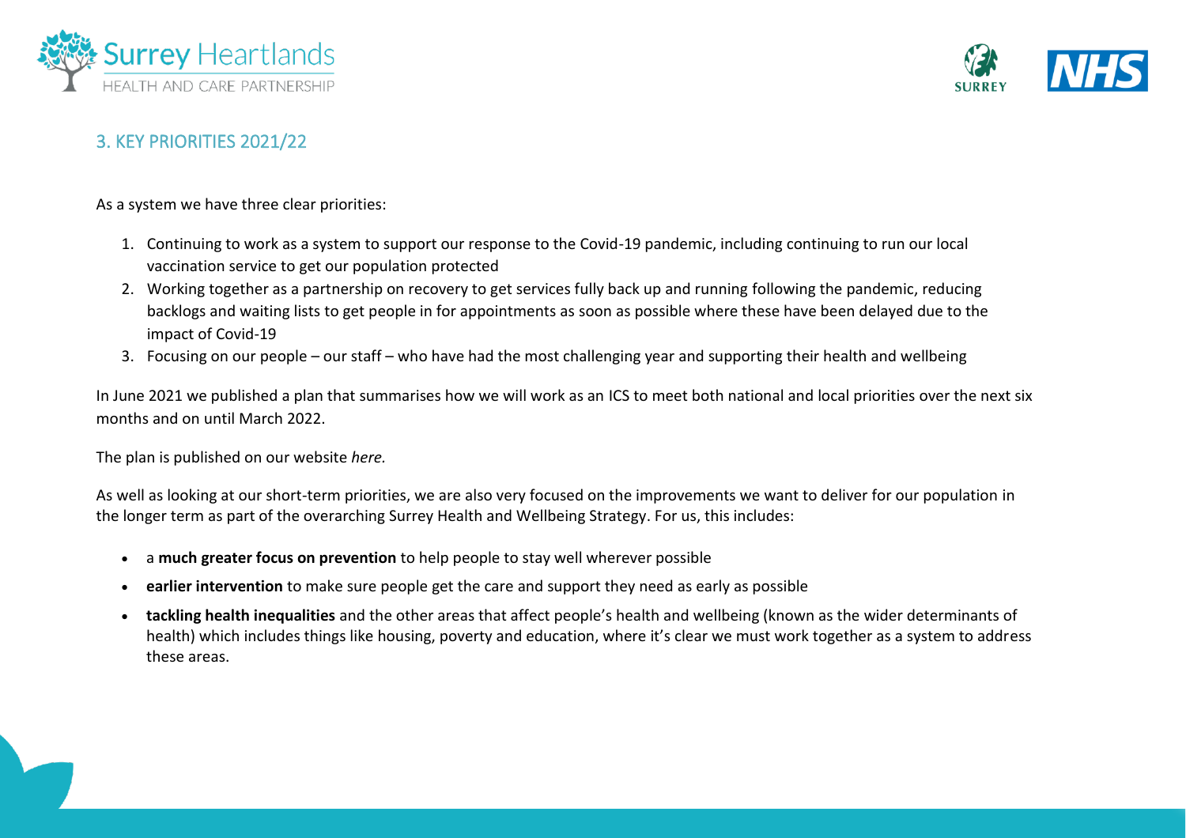## 3. KEY PRIORITIES 2021/22

As a system we have three clear priorities:

1. Continuing to work as a system to support our response to the Covid-19 pandemic, including continuing to run our local vaccination service to get our population protected
2. Working together as a partnership on recovery to get services fully back up and running following the pandemic, reducing backlogs and waiting lists to get people in for appointments as soon as possible where these have been delayed due to the impact of Covid-19
3. Focusing on our people – our staff – who have had the most challenging year and supporting their health and wellbeing

In June 2021 we published a plan that summarises how we will work as an ICS to meet both national and local priorities over the next six months and on until March 2022.

The plan is published on our website *here.*

As well as looking at our short-term priorities, we are also very focused on the improvements we want to deliver for our population in the longer term as part of the overarching Surrey Health and Wellbeing Strategy. For us, this includes:

- a **much greater focus on prevention** to help people to stay well wherever possible
- **earlier intervention** to make sure people get the care and support they need as early as possible
- **tackling health inequalities** and the other areas that affect people's health and wellbeing (known as the wider determinants of health) which includes things like housing, poverty and education, where it's clear we must work together as a system to address these areas.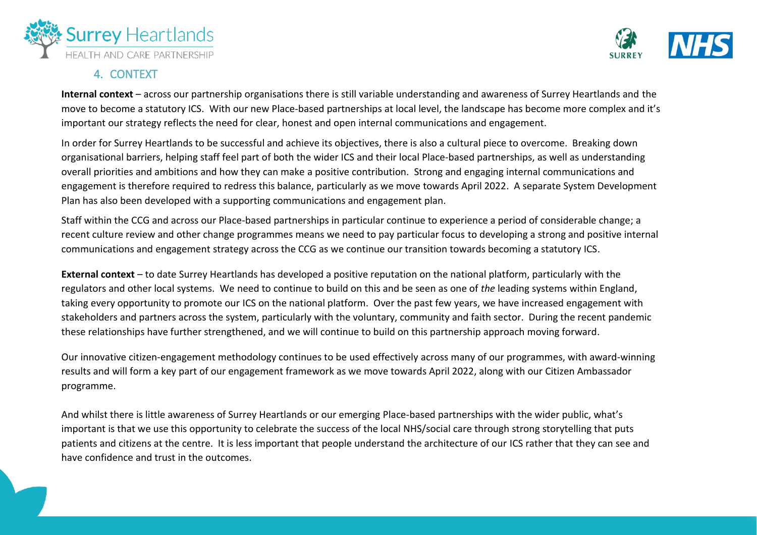## 4. CONTEXT

**Internal context** – across our partnership organisations there is still variable understanding and awareness of Surrey Heartlands and the move to become a statutory ICS. With our new Place-based partnerships at local level, the landscape has become more complex and it's important our strategy reflects the need for clear, honest and open internal communications and engagement.

In order for Surrey Heartlands to be successful and achieve its objectives, there is also a cultural piece to overcome. Breaking down organisational barriers, helping staff feel part of both the wider ICS and their local Place-based partnerships, as well as understanding overall priorities and ambitions and how they can make a positive contribution. Strong and engaging internal communications and engagement is therefore required to redress this balance, particularly as we move towards April 2022. A separate System Development Plan has also been developed with a supporting communications and engagement plan.

Staff within the CCG and across our Place-based partnerships in particular continue to experience a period of considerable change; a recent culture review and other change programmes means we need to pay particular focus to developing a strong and positive internal communications and engagement strategy across the CCG as we continue our transition towards becoming a statutory ICS.

**External context** – to date Surrey Heartlands has developed a positive reputation on the national platform, particularly with the regulators and other local systems. We need to continue to build on this and be seen as one of *the* leading systems within England, taking every opportunity to promote our ICS on the national platform. Over the past few years, we have increased engagement with stakeholders and partners across the system, particularly with the voluntary, community and faith sector. During the recent pandemic these relationships have further strengthened, and we will continue to build on this partnership approach moving forward.

Our innovative citizen-engagement methodology continues to be used effectively across many of our programmes, with award-winning results and will form a key part of our engagement framework as we move towards April 2022, along with our Citizen Ambassador programme.

And whilst there is little awareness of Surrey Heartlands or our emerging Place-based partnerships with the wider public, what's important is that we use this opportunity to celebrate the success of the local NHS/social care through strong storytelling that puts patients and citizens at the centre. It is less important that people understand the architecture of our ICS rather that they can see and have confidence and trust in the outcomes.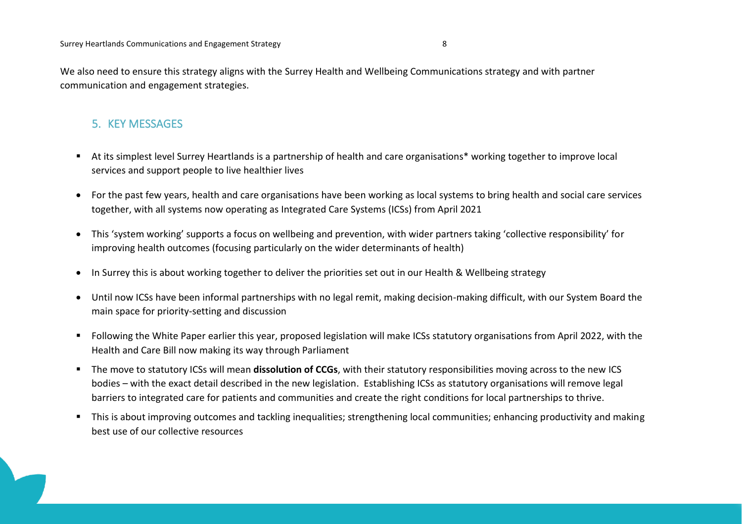We also need to ensure this strategy aligns with the Surrey Health and Wellbeing Communications strategy and with partner communication and engagement strategies.

## 5. KEY MESSAGES

- At its simplest level Surrey Heartlands is a partnership of health and care organisations* working together to improve local services and support people to live healthier lives
- For the past few years, health and care organisations have been working as local systems to bring health and social care services together, with all systems now operating as Integrated Care Systems (ICSs) from April 2021
- This 'system working' supports a focus on wellbeing and prevention, with wider partners taking 'collective responsibility' for improving health outcomes (focusing particularly on the wider determinants of health)
- In Surrey this is about working together to deliver the priorities set out in our Health & Wellbeing strategy
- Until now ICSs have been informal partnerships with no legal remit, making decision-making difficult, with our System Board the main space for priority-setting and discussion
- Following the White Paper earlier this year, proposed legislation will make ICSs statutory organisations from April 2022, with the Health and Care Bill now making its way through Parliament
- The move to statutory ICSs will mean **dissolution of CCGs**, with their statutory responsibilities moving across to the new ICS bodies – with the exact detail described in the new legislation. Establishing ICSs as statutory organisations will remove legal barriers to integrated care for patients and communities and create the right conditions for local partnerships to thrive.
- This is about improving outcomes and tackling inequalities; strengthening local communities; enhancing productivity and making best use of our collective resources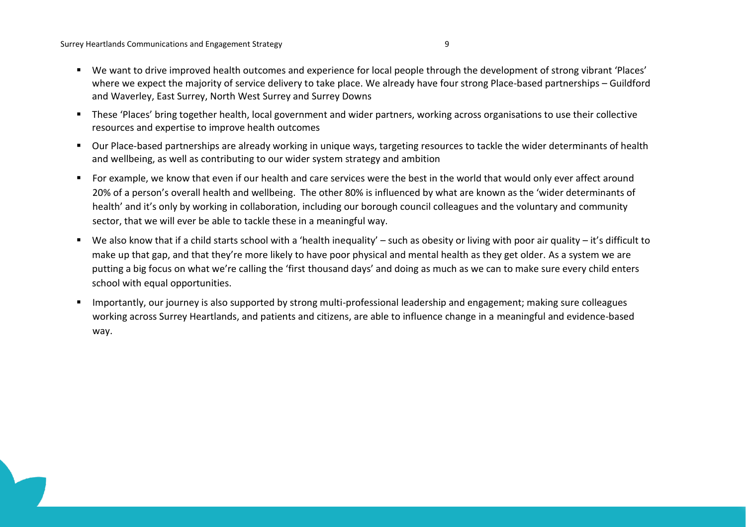- We want to drive improved health outcomes and experience for local people through the development of strong vibrant 'Places' where we expect the majority of service delivery to take place. We already have four strong Place-based partnerships – Guildford and Waverley, East Surrey, North West Surrey and Surrey Downs
- These 'Places' bring together health, local government and wider partners, working across organisations to use their collective resources and expertise to improve health outcomes
- Our Place-based partnerships are already working in unique ways, targeting resources to tackle the wider determinants of health and wellbeing, as well as contributing to our wider system strategy and ambition
- For example, we know that even if our health and care services were the best in the world that would only ever affect around 20% of a person's overall health and wellbeing. The other 80% is influenced by what are known as the 'wider determinants of health' and it's only by working in collaboration, including our borough council colleagues and the voluntary and community sector, that we will ever be able to tackle these in a meaningful way.
- We also know that if a child starts school with a 'health inequality' – such as obesity or living with poor air quality – it's difficult to make up that gap, and that they're more likely to have poor physical and mental health as they get older. As a system we are putting a big focus on what we're calling the 'first thousand days' and doing as much as we can to make sure every child enters school with equal opportunities.
- Importantly, our journey is also supported by strong multi-professional leadership and engagement; making sure colleagues working across Surrey Heartlands, and patients and citizens, are able to influence change in a meaningful and evidence-based way.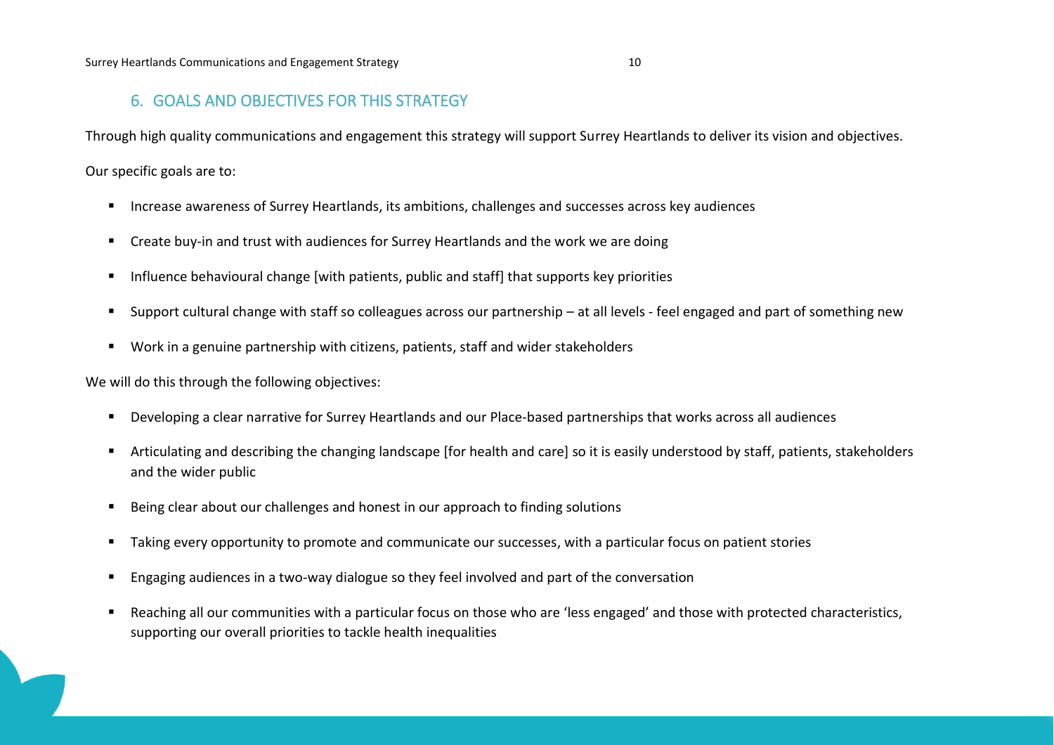## 6. GOALS AND OBJECTIVES FOR THIS STRATEGY

Through high quality communications and engagement this strategy will support Surrey Heartlands to deliver its vision and objectives.

Our specific goals are to:

- Increase awareness of Surrey Heartlands, its ambitions, challenges and successes across key audiences
- Create buy-in and trust with audiences for Surrey Heartlands and the work we are doing
- Influence behavioural change [with patients, public and staff] that supports key priorities
- Support cultural change with staff so colleagues across our partnership – at all levels - feel engaged and part of something new
- Work in a genuine partnership with citizens, patients, staff and wider stakeholders

We will do this through the following objectives:

- Developing a clear narrative for Surrey Heartlands and our Place-based partnerships that works across all audiences
- Articulating and describing the changing landscape [for health and care] so it is easily understood by staff, patients, stakeholders and the wider public
- Being clear about our challenges and honest in our approach to finding solutions
- Taking every opportunity to promote and communicate our successes, with a particular focus on patient stories
- Engaging audiences in a two-way dialogue so they feel involved and part of the conversation
- Reaching all our communities with a particular focus on those who are 'less engaged' and those with protected characteristics, supporting our overall priorities to tackle health inequalities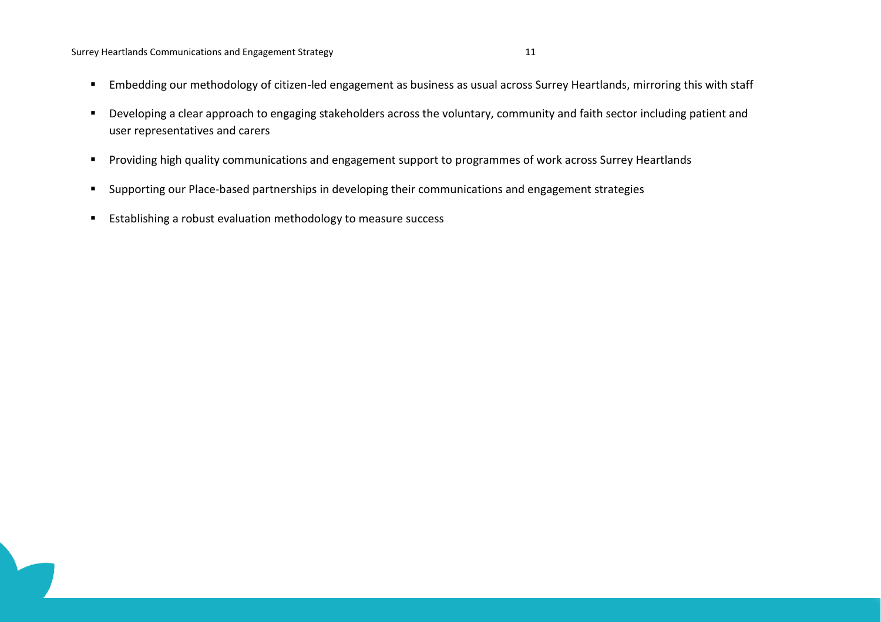- Embedding our methodology of citizen-led engagement as business as usual across Surrey Heartlands, mirroring this with staff
- Developing a clear approach to engaging stakeholders across the voluntary, community and faith sector including patient and user representatives and carers
- Providing high quality communications and engagement support to programmes of work across Surrey Heartlands
- Supporting our Place-based partnerships in developing their communications and engagement strategies
- Establishing a robust evaluation methodology to measure success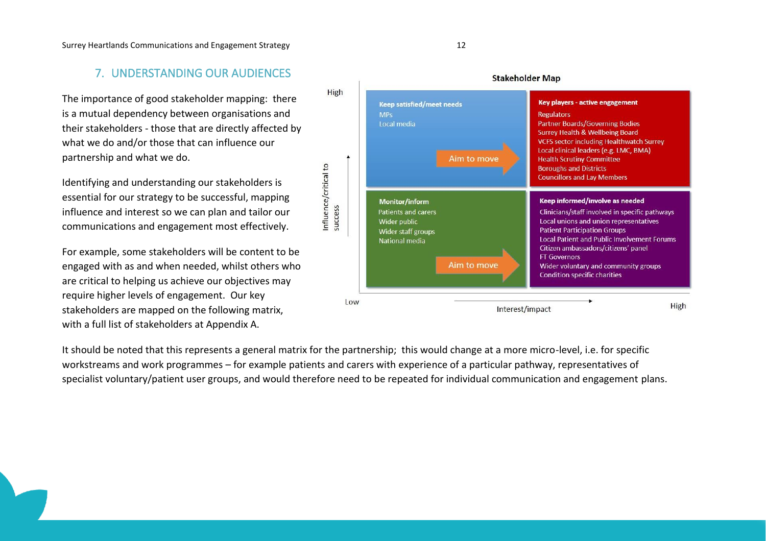## 7. UNDERSTANDING OUR AUDIENCES

The importance of good stakeholder mapping: there is a mutual dependency between organisations and their stakeholders - those that are directly affected by what we do and/or those that can influence our partnership and what we do.

Identifying and understanding our stakeholders is essential for our strategy to be successful, mapping influence and interest so we can plan and tailor our communications and engagement most effectively.

For example, some stakeholders will be content to be engaged with as and when needed, whilst others who are critical to helping us achieve our objectives may require higher levels of engagement. Our key stakeholders are mapped on the following matrix, with a full list of stakeholders at Appendix A.

**Stakeholder Map**

| Influence/critical to success ↑ / Interest/impact → | Low interest/impact | High interest/impact |
|---|---|---|
| **High influence** | **Keep satisfied/meet needs**<br>MPs<br>Local media<br>Aim to move → | **Key players - active engagement**<br>Regulators<br>Partner Boards/Governing Bodies<br>Surrey Health & Wellbeing Board<br>VCFS sector including Healthwatch Surrey<br>Local clinical leaders (e.g. LMC, BMA)<br>Health Scrutiny Committee<br>Boroughs and Districts<br>Councillors and Lay Members |
| **Low influence** | **Monitor/inform**<br>Patients and carers<br>Wider public<br>Wider staff groups<br>National media<br>Aim to move → | **Keep informed/involve as needed**<br>Clinicians/staff involved in specific pathways<br>Local unions and union representatives<br>Patient Participation Groups<br>Local Patient and Public Involvement Forums<br>Citizen ambassadors/citizens' panel<br>FT Governors<br>Wider voluntary and community groups<br>Condition specific charities |

It should be noted that this represents a general matrix for the partnership; this would change at a more micro-level, i.e. for specific workstreams and work programmes – for example patients and carers with experience of a particular pathway, representatives of specialist voluntary/patient user groups, and would therefore need to be repeated for individual communication and engagement plans.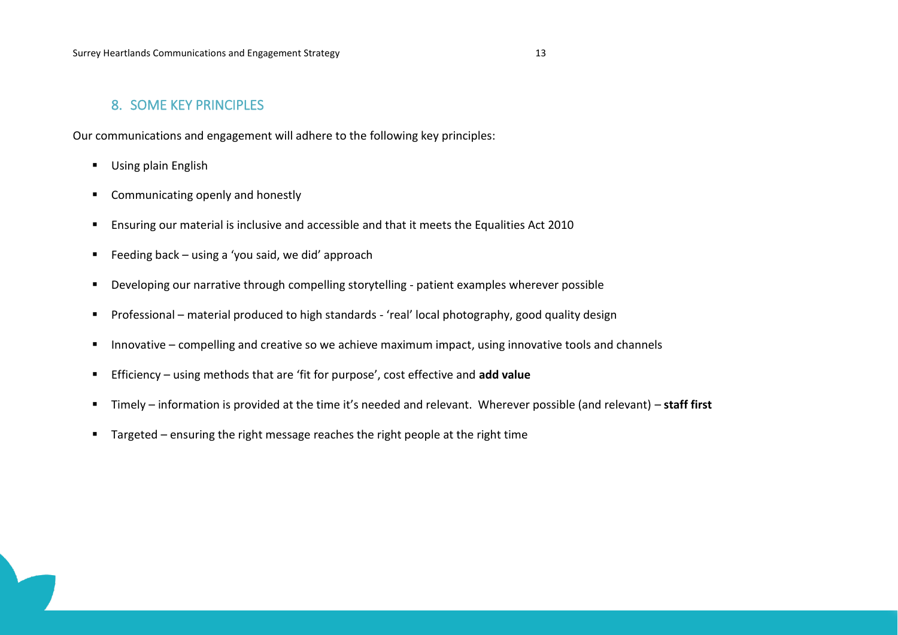## 8. SOME KEY PRINCIPLES

Our communications and engagement will adhere to the following key principles:

- Using plain English
- Communicating openly and honestly
- Ensuring our material is inclusive and accessible and that it meets the Equalities Act 2010
- Feeding back – using a 'you said, we did' approach
- Developing our narrative through compelling storytelling - patient examples wherever possible
- Professional – material produced to high standards - 'real' local photography, good quality design
- Innovative – compelling and creative so we achieve maximum impact, using innovative tools and channels
- Efficiency – using methods that are 'fit for purpose', cost effective and **add value**
- Timely – information is provided at the time it's needed and relevant. Wherever possible (and relevant) – **staff first**
- Targeted – ensuring the right message reaches the right people at the right time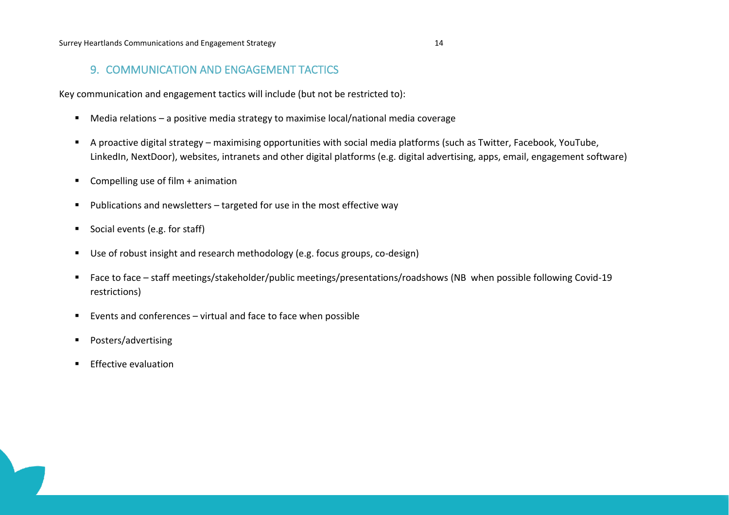## 9. COMMUNICATION AND ENGAGEMENT TACTICS

Key communication and engagement tactics will include (but not be restricted to):

- Media relations – a positive media strategy to maximise local/national media coverage
- A proactive digital strategy – maximising opportunities with social media platforms (such as Twitter, Facebook, YouTube, LinkedIn, NextDoor), websites, intranets and other digital platforms (e.g. digital advertising, apps, email, engagement software)
- Compelling use of film + animation
- Publications and newsletters – targeted for use in the most effective way
- Social events (e.g. for staff)
- Use of robust insight and research methodology (e.g. focus groups, co-design)
- Face to face – staff meetings/stakeholder/public meetings/presentations/roadshows (NB when possible following Covid-19 restrictions)
- Events and conferences – virtual and face to face when possible
- Posters/advertising
- Effective evaluation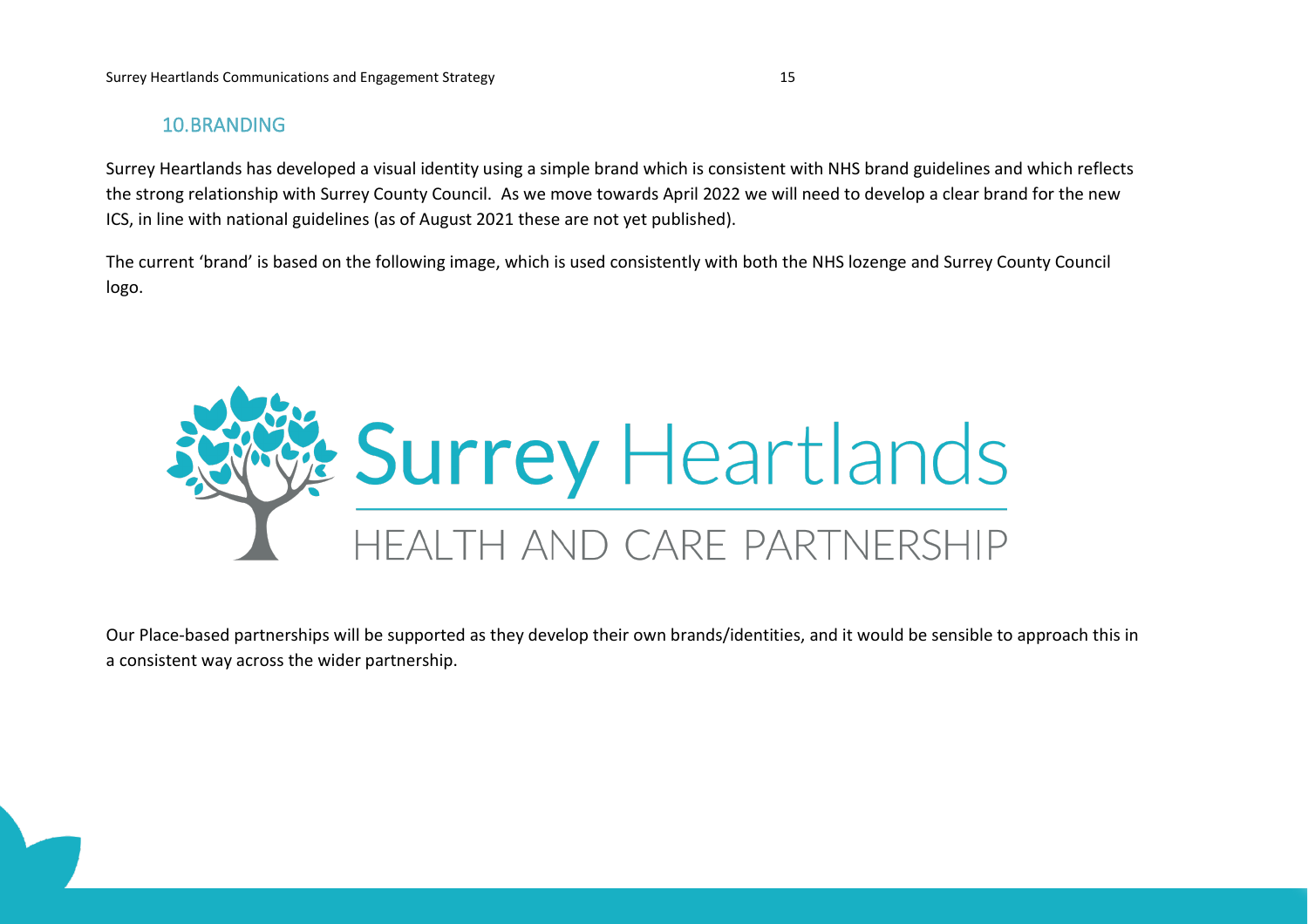## 10. BRANDING

Surrey Heartlands has developed a visual identity using a simple brand which is consistent with NHS brand guidelines and which reflects the strong relationship with Surrey County Council. As we move towards April 2022 we will need to develop a clear brand for the new ICS, in line with national guidelines (as of August 2021 these are not yet published).

The current 'brand' is based on the following image, which is used consistently with both the NHS lozenge and Surrey County Council logo.

Surrey Heartlands

HEALTH AND CARE PARTNERSHIP

Our Place-based partnerships will be supported as they develop their own brands/identities, and it would be sensible to approach this in a consistent way across the wider partnership.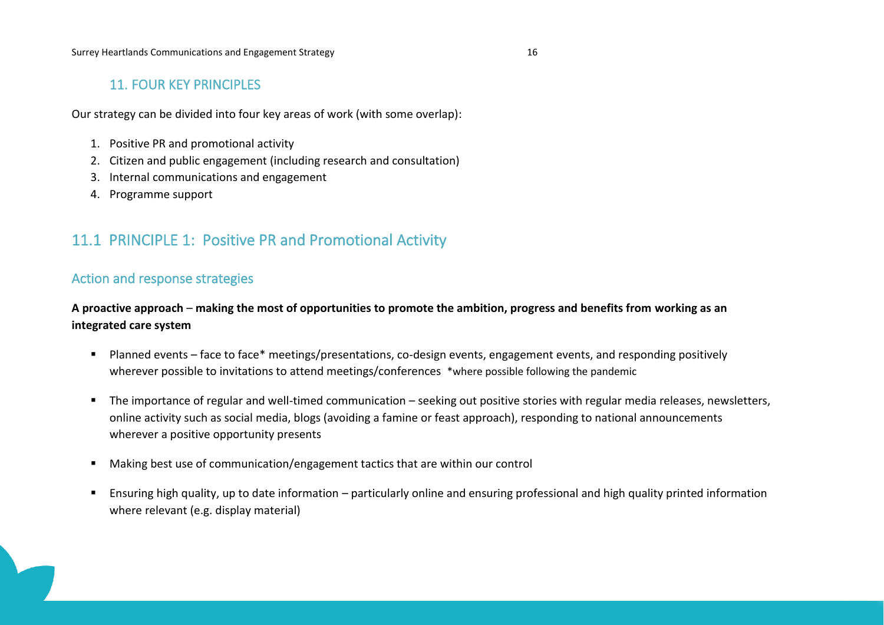## 11. FOUR KEY PRINCIPLES

Our strategy can be divided into four key areas of work (with some overlap):

1. Positive PR and promotional activity
2. Citizen and public engagement (including research and consultation)
3. Internal communications and engagement
4. Programme support

## 11.1 PRINCIPLE 1: Positive PR and Promotional Activity

### Action and response strategies

**A proactive approach – making the most of opportunities to promote the ambition, progress and benefits from working as an integrated care system**

- Planned events – face to face* meetings/presentations, co-design events, engagement events, and responding positively wherever possible to invitations to attend meetings/conferences *where possible following the pandemic

- The importance of regular and well-timed communication – seeking out positive stories with regular media releases, newsletters, online activity such as social media, blogs (avoiding a famine or feast approach), responding to national announcements wherever a positive opportunity presents

- Making best use of communication/engagement tactics that are within our control

- Ensuring high quality, up to date information – particularly online and ensuring professional and high quality printed information where relevant (e.g. display material)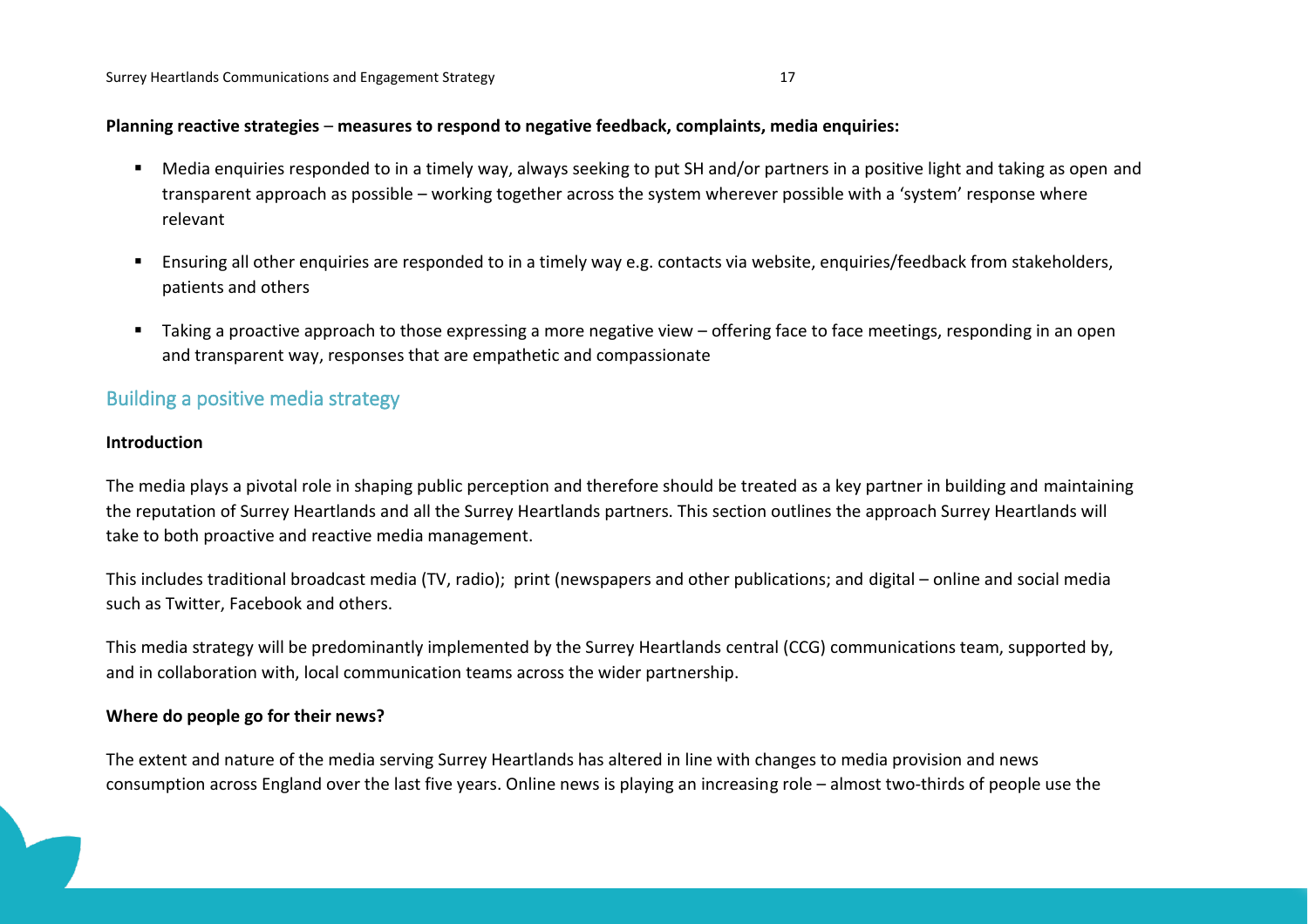**Planning reactive strategies – measures to respond to negative feedback, complaints, media enquiries:**

- Media enquiries responded to in a timely way, always seeking to put SH and/or partners in a positive light and taking as open and transparent approach as possible – working together across the system wherever possible with a 'system' response where relevant
- Ensuring all other enquiries are responded to in a timely way e.g. contacts via website, enquiries/feedback from stakeholders, patients and others
- Taking a proactive approach to those expressing a more negative view – offering face to face meetings, responding in an open and transparent way, responses that are empathetic and compassionate

## Building a positive media strategy

**Introduction**

The media plays a pivotal role in shaping public perception and therefore should be treated as a key partner in building and maintaining the reputation of Surrey Heartlands and all the Surrey Heartlands partners. This section outlines the approach Surrey Heartlands will take to both proactive and reactive media management.

This includes traditional broadcast media (TV, radio); print (newspapers and other publications; and digital – online and social media such as Twitter, Facebook and others.

This media strategy will be predominantly implemented by the Surrey Heartlands central (CCG) communications team, supported by, and in collaboration with, local communication teams across the wider partnership.

**Where do people go for their news?**

The extent and nature of the media serving Surrey Heartlands has altered in line with changes to media provision and news consumption across England over the last five years. Online news is playing an increasing role – almost two-thirds of people use the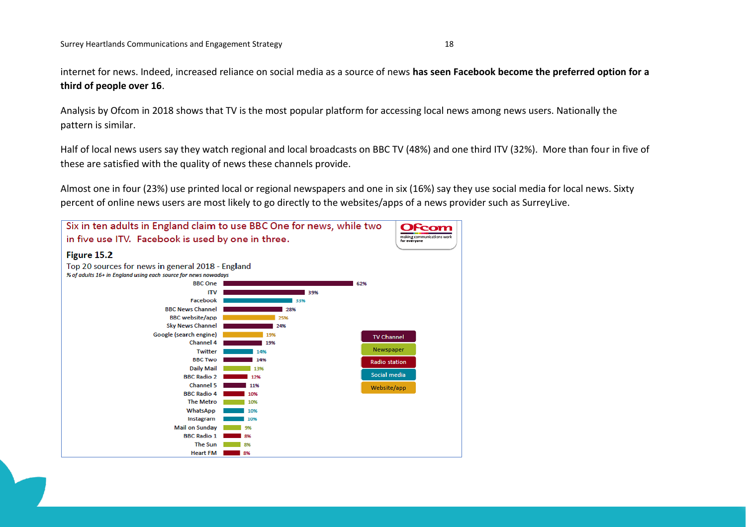internet for news. Indeed, increased reliance on social media as a source of news **has seen Facebook become the preferred option for a third of people over 16**.

Analysis by Ofcom in 2018 shows that TV is the most popular platform for accessing local news among news users. Nationally the pattern is similar.

Half of local news users say they watch regional and local broadcasts on BBC TV (48%) and one third ITV (32%). More than four in five of these are satisfied with the quality of news these channels provide.

Almost one in four (23%) use printed local or regional newspapers and one in six (16%) say they use social media for local news. Sixty percent of online news users are most likely to go directly to the websites/apps of a news provider such as SurreyLive.

Six in ten adults in England claim to use BBC One for news, while two in five use ITV. Facebook is used by one in three.

**Figure 15.2**

Top 20 sources for news in general 2018 - England

*% of adults 16+ in England using each source for news nowadays*

| Source | Type | % |
|---|---|---|
| BBC One | TV Channel | 62% |
| ITV | TV Channel | 39% |
| Facebook | Social media | 33% |
| BBC News Channel | TV Channel | 28% |
| BBC website/app | Website/app | 25% |
| Sky News Channel | TV Channel | 24% |
| Google (search engine) | Website/app | 19% |
| Channel 4 | TV Channel | 19% |
| Twitter | Social media | 14% |
| BBC Two | TV Channel | 14% |
| Daily Mail | Newspaper | 13% |
| BBC Radio 2 | Radio station | 12% |
| Channel 5 | TV Channel | 11% |
| BBC Radio 4 | Radio station | 10% |
| The Metro | Newspaper | 10% |
| WhatsApp | Social media | 10% |
| Instagram | Social media | 10% |
| Mail on Sunday | Newspaper | 9% |
| BBC Radio 1 | Radio station | 8% |
| The Sun | Newspaper | 8% |
| Heart FM | Radio station | 8% |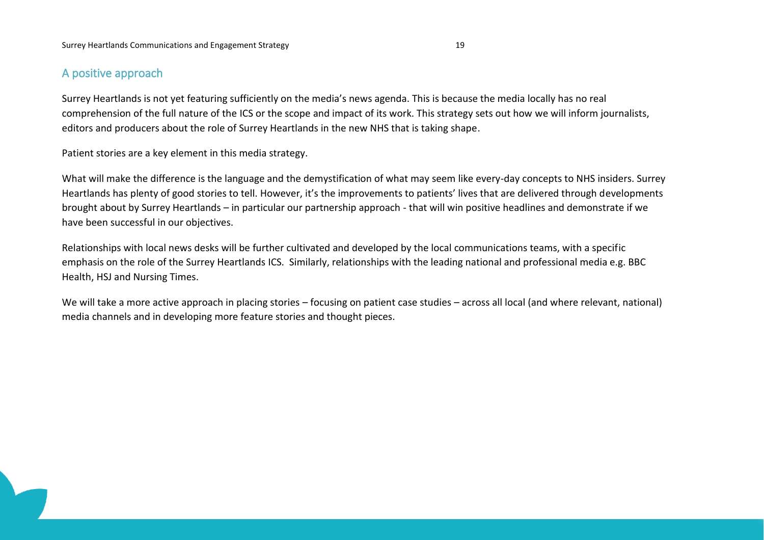## A positive approach

Surrey Heartlands is not yet featuring sufficiently on the media's news agenda. This is because the media locally has no real comprehension of the full nature of the ICS or the scope and impact of its work. This strategy sets out how we will inform journalists, editors and producers about the role of Surrey Heartlands in the new NHS that is taking shape.

Patient stories are a key element in this media strategy.

What will make the difference is the language and the demystification of what may seem like every-day concepts to NHS insiders. Surrey Heartlands has plenty of good stories to tell. However, it's the improvements to patients' lives that are delivered through developments brought about by Surrey Heartlands – in particular our partnership approach - that will win positive headlines and demonstrate if we have been successful in our objectives.

Relationships with local news desks will be further cultivated and developed by the local communications teams, with a specific emphasis on the role of the Surrey Heartlands ICS. Similarly, relationships with the leading national and professional media e.g. BBC Health, HSJ and Nursing Times.

We will take a more active approach in placing stories – focusing on patient case studies – across all local (and where relevant, national) media channels and in developing more feature stories and thought pieces.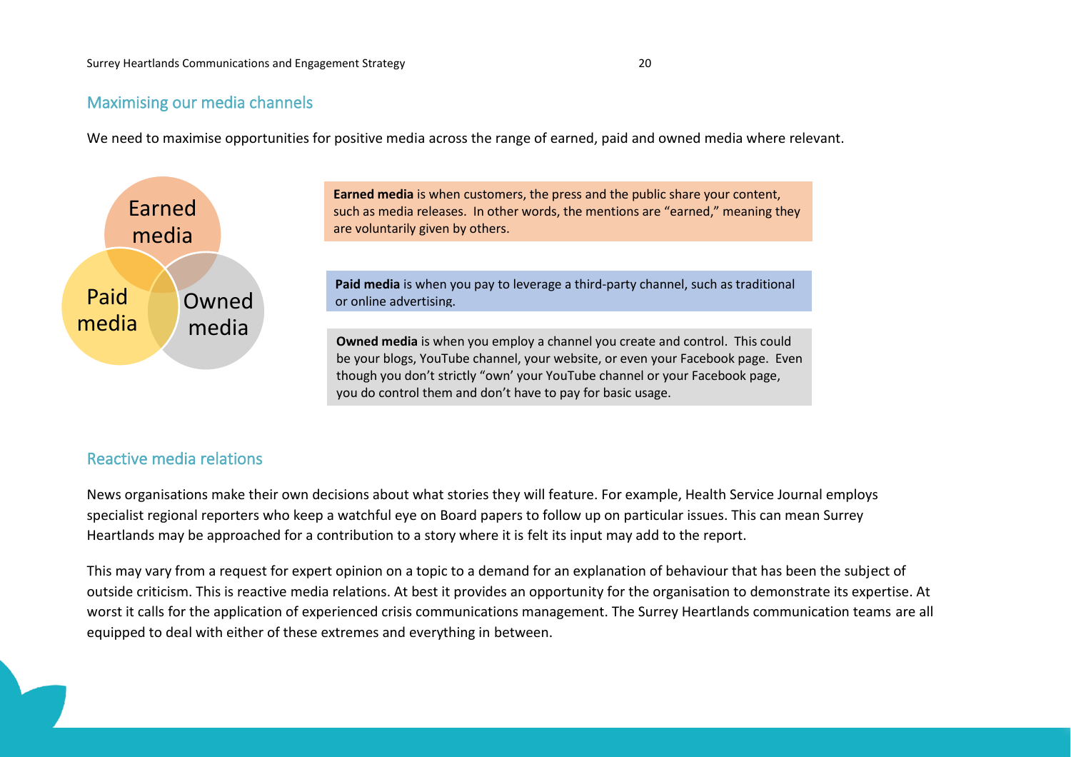## Maximising our media channels

We need to maximise opportunities for positive media across the range of earned, paid and owned media where relevant.

Earned media

Paid media

Owned media

**Earned media** is when customers, the press and the public share your content, such as media releases. In other words, the mentions are “earned,” meaning they are voluntarily given by others.

**Paid media** is when you pay to leverage a third-party channel, such as traditional or online advertising.

**Owned media** is when you employ a channel you create and control. This could be your blogs, YouTube channel, your website, or even your Facebook page. Even though you don’t strictly “own’ your YouTube channel or your Facebook page, you do control them and don’t have to pay for basic usage.

## Reactive media relations

News organisations make their own decisions about what stories they will feature. For example, Health Service Journal employs specialist regional reporters who keep a watchful eye on Board papers to follow up on particular issues. This can mean Surrey Heartlands may be approached for a contribution to a story where it is felt its input may add to the report.

This may vary from a request for expert opinion on a topic to a demand for an explanation of behaviour that has been the subject of outside criticism. This is reactive media relations. At best it provides an opportunity for the organisation to demonstrate its expertise. At worst it calls for the application of experienced crisis communications management. The Surrey Heartlands communication teams are all equipped to deal with either of these extremes and everything in between.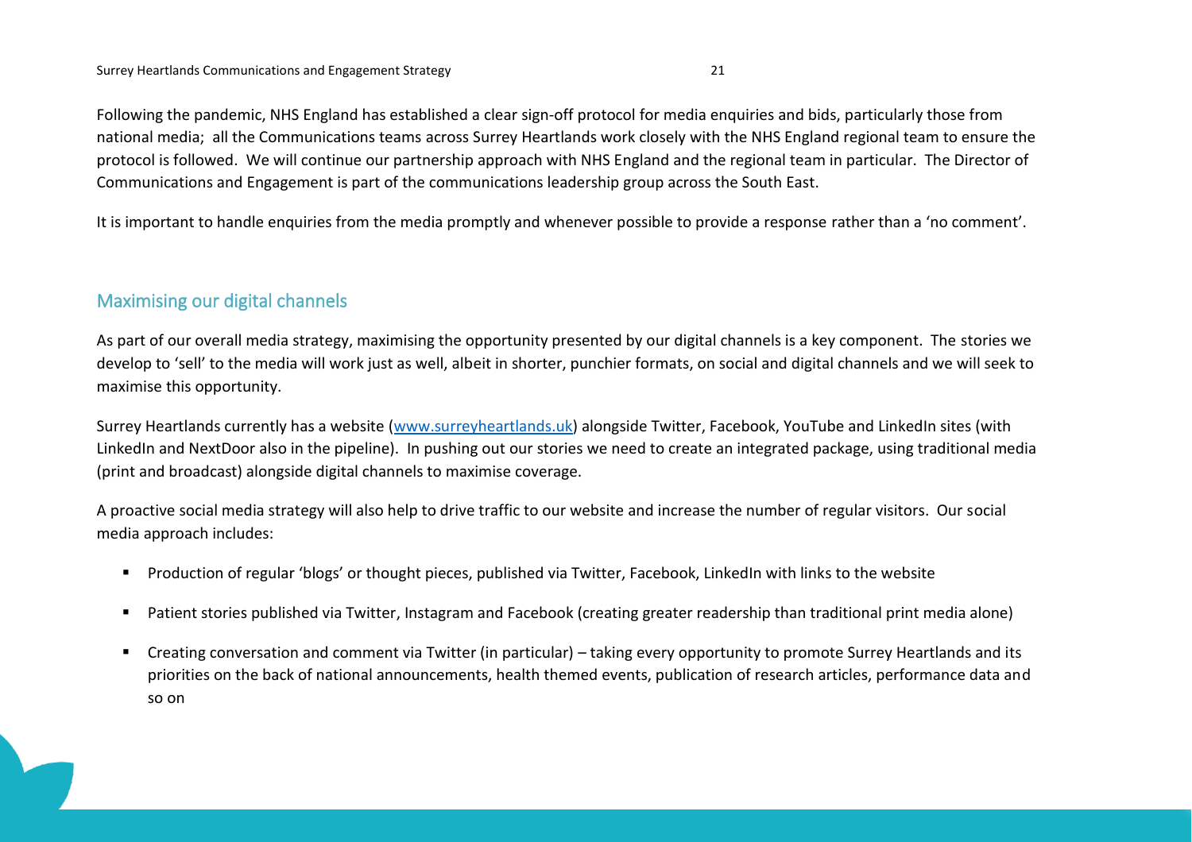Following the pandemic, NHS England has established a clear sign-off protocol for media enquiries and bids, particularly those from national media; all the Communications teams across Surrey Heartlands work closely with the NHS England regional team to ensure the protocol is followed. We will continue our partnership approach with NHS England and the regional team in particular. The Director of Communications and Engagement is part of the communications leadership group across the South East.

It is important to handle enquiries from the media promptly and whenever possible to provide a response rather than a 'no comment'.

## Maximising our digital channels

As part of our overall media strategy, maximising the opportunity presented by our digital channels is a key component. The stories we develop to 'sell' to the media will work just as well, albeit in shorter, punchier formats, on social and digital channels and we will seek to maximise this opportunity.

Surrey Heartlands currently has a website ([www.surreyheartlands.uk](www.surreyheartlands.uk)) alongside Twitter, Facebook, YouTube and LinkedIn sites (with LinkedIn and NextDoor also in the pipeline). In pushing out our stories we need to create an integrated package, using traditional media (print and broadcast) alongside digital channels to maximise coverage.

A proactive social media strategy will also help to drive traffic to our website and increase the number of regular visitors. Our social media approach includes:

- Production of regular 'blogs' or thought pieces, published via Twitter, Facebook, LinkedIn with links to the website
- Patient stories published via Twitter, Instagram and Facebook (creating greater readership than traditional print media alone)
- Creating conversation and comment via Twitter (in particular) – taking every opportunity to promote Surrey Heartlands and its priorities on the back of national announcements, health themed events, publication of research articles, performance data and so on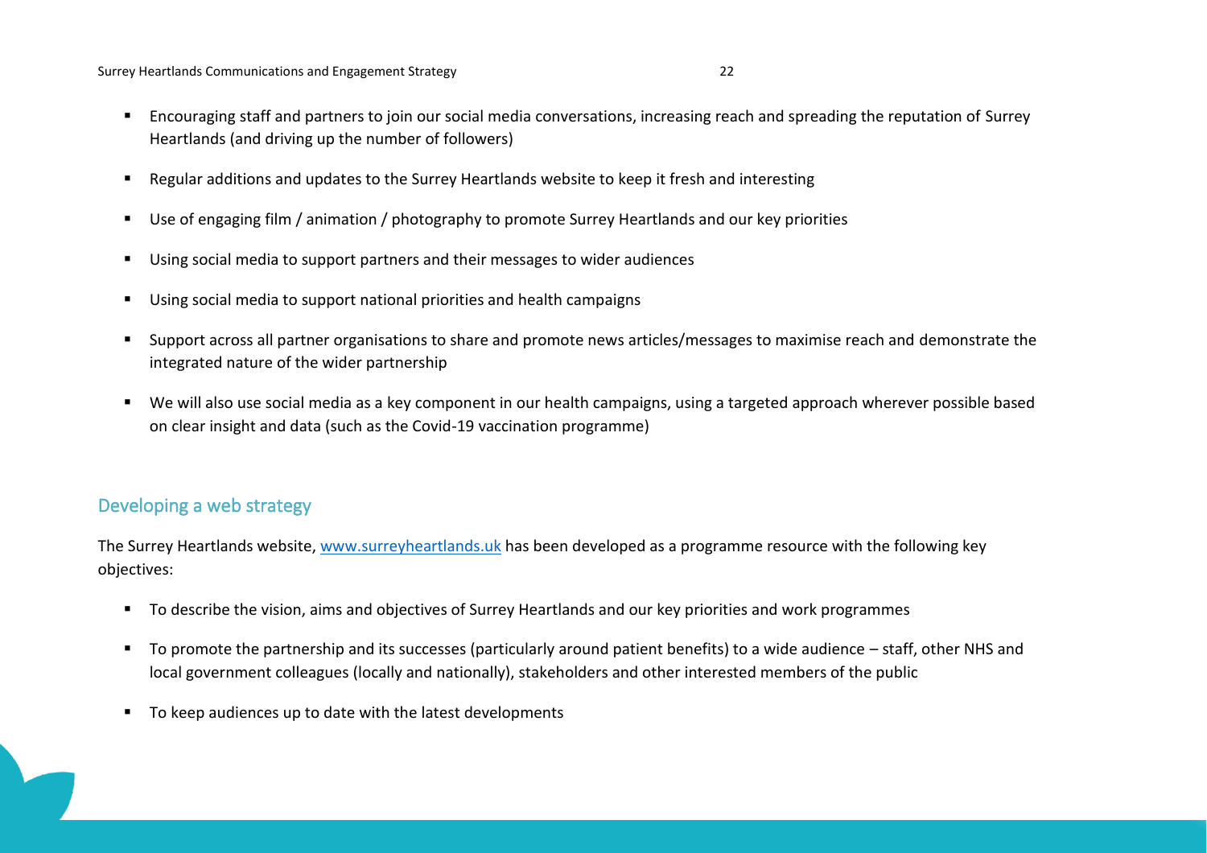- Encouraging staff and partners to join our social media conversations, increasing reach and spreading the reputation of Surrey Heartlands (and driving up the number of followers)
- Regular additions and updates to the Surrey Heartlands website to keep it fresh and interesting
- Use of engaging film / animation / photography to promote Surrey Heartlands and our key priorities
- Using social media to support partners and their messages to wider audiences
- Using social media to support national priorities and health campaigns
- Support across all partner organisations to share and promote news articles/messages to maximise reach and demonstrate the integrated nature of the wider partnership
- We will also use social media as a key component in our health campaigns, using a targeted approach wherever possible based on clear insight and data (such as the Covid-19 vaccination programme)

## Developing a web strategy

The Surrey Heartlands website, [www.surreyheartlands.uk](www.surreyheartlands.uk) has been developed as a programme resource with the following key objectives:

- To describe the vision, aims and objectives of Surrey Heartlands and our key priorities and work programmes
- To promote the partnership and its successes (particularly around patient benefits) to a wide audience – staff, other NHS and local government colleagues (locally and nationally), stakeholders and other interested members of the public
- To keep audiences up to date with the latest developments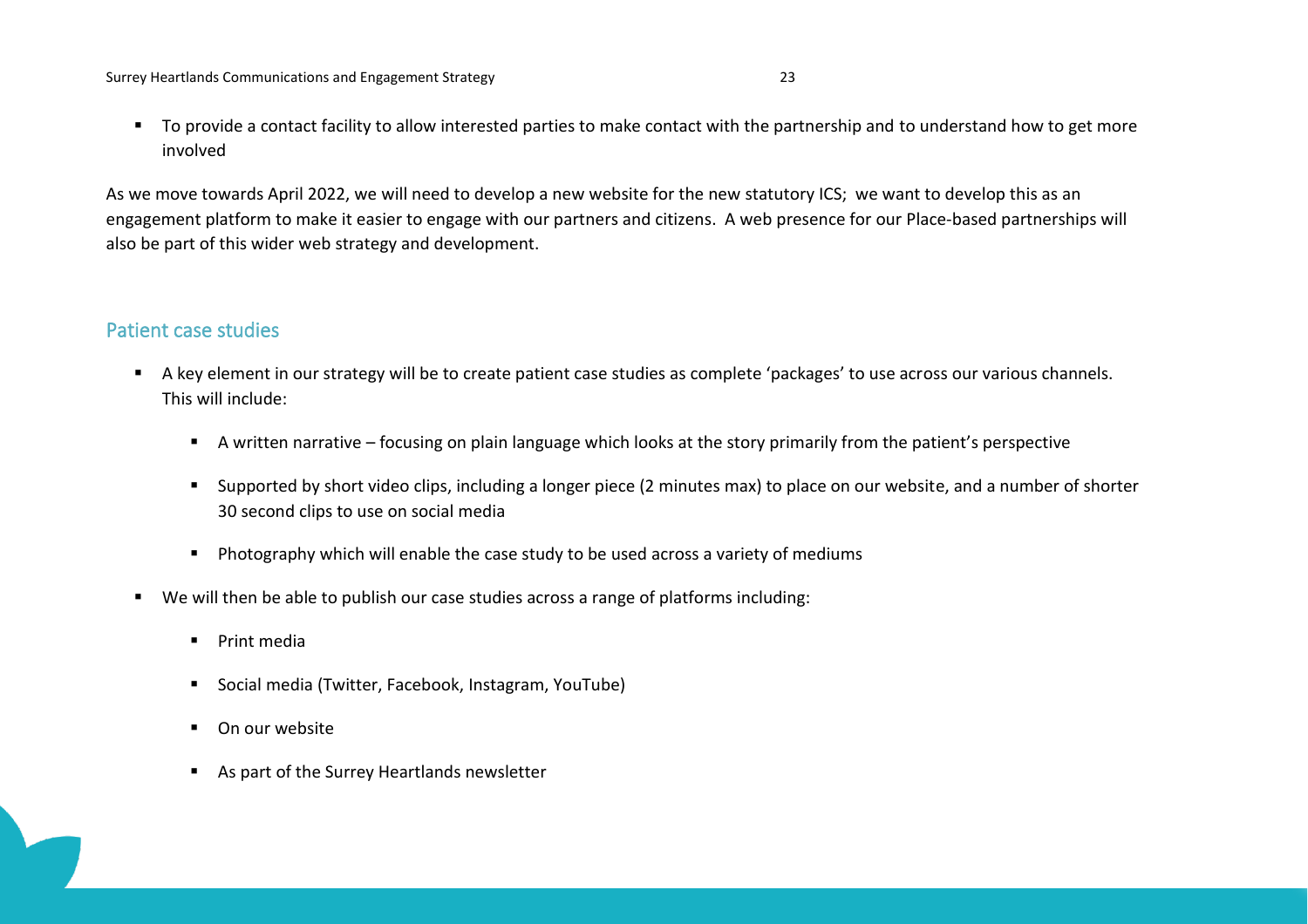- To provide a contact facility to allow interested parties to make contact with the partnership and to understand how to get more involved

As we move towards April 2022, we will need to develop a new website for the new statutory ICS; we want to develop this as an engagement platform to make it easier to engage with our partners and citizens. A web presence for our Place-based partnerships will also be part of this wider web strategy and development.

## Patient case studies

- A key element in our strategy will be to create patient case studies as complete 'packages' to use across our various channels. This will include:
  - A written narrative – focusing on plain language which looks at the story primarily from the patient's perspective
  - Supported by short video clips, including a longer piece (2 minutes max) to place on our website, and a number of shorter 30 second clips to use on social media
  - Photography which will enable the case study to be used across a variety of mediums
- We will then be able to publish our case studies across a range of platforms including:
  - Print media
  - Social media (Twitter, Facebook, Instagram, YouTube)
  - On our website
  - As part of the Surrey Heartlands newsletter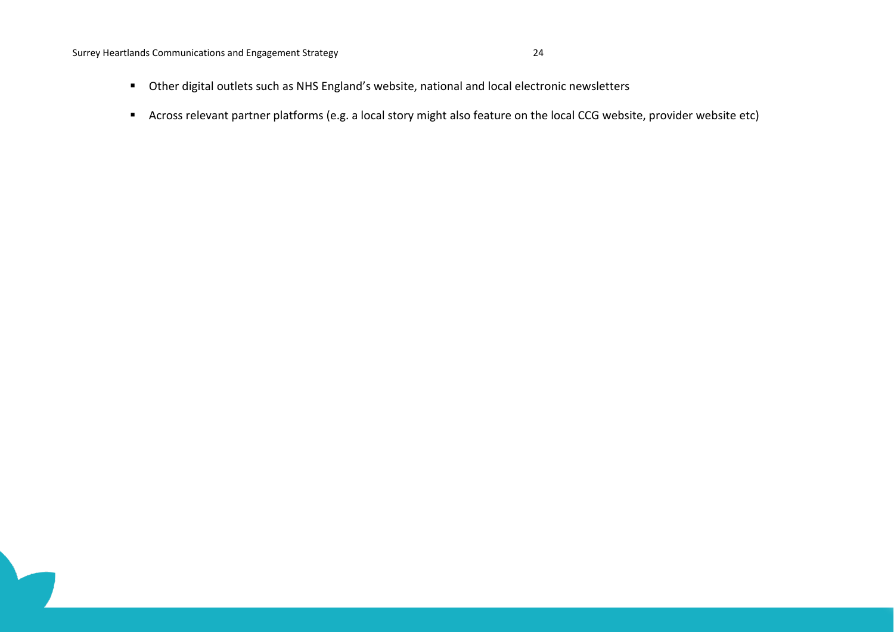- Other digital outlets such as NHS England's website, national and local electronic newsletters
- Across relevant partner platforms (e.g. a local story might also feature on the local CCG website, provider website etc)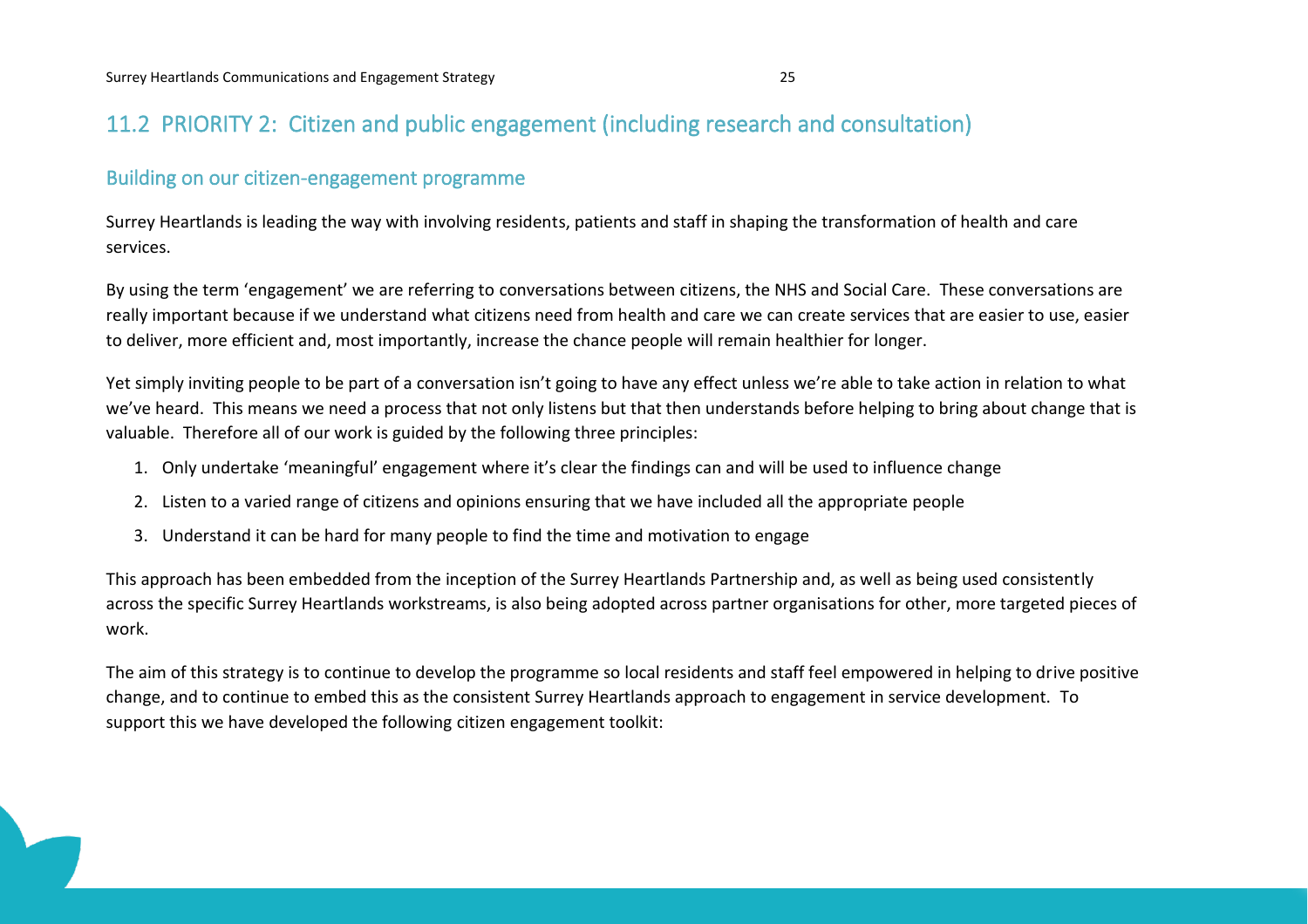## 11.2 PRIORITY 2: Citizen and public engagement (including research and consultation)

### Building on our citizen-engagement programme

Surrey Heartlands is leading the way with involving residents, patients and staff in shaping the transformation of health and care services.

By using the term 'engagement' we are referring to conversations between citizens, the NHS and Social Care. These conversations are really important because if we understand what citizens need from health and care we can create services that are easier to use, easier to deliver, more efficient and, most importantly, increase the chance people will remain healthier for longer.

Yet simply inviting people to be part of a conversation isn't going to have any effect unless we're able to take action in relation to what we've heard. This means we need a process that not only listens but that then understands before helping to bring about change that is valuable. Therefore all of our work is guided by the following three principles:

1. Only undertake 'meaningful' engagement where it's clear the findings can and will be used to influence change
2. Listen to a varied range of citizens and opinions ensuring that we have included all the appropriate people
3. Understand it can be hard for many people to find the time and motivation to engage

This approach has been embedded from the inception of the Surrey Heartlands Partnership and, as well as being used consistently across the specific Surrey Heartlands workstreams, is also being adopted across partner organisations for other, more targeted pieces of work.

The aim of this strategy is to continue to develop the programme so local residents and staff feel empowered in helping to drive positive change, and to continue to embed this as the consistent Surrey Heartlands approach to engagement in service development. To support this we have developed the following citizen engagement toolkit: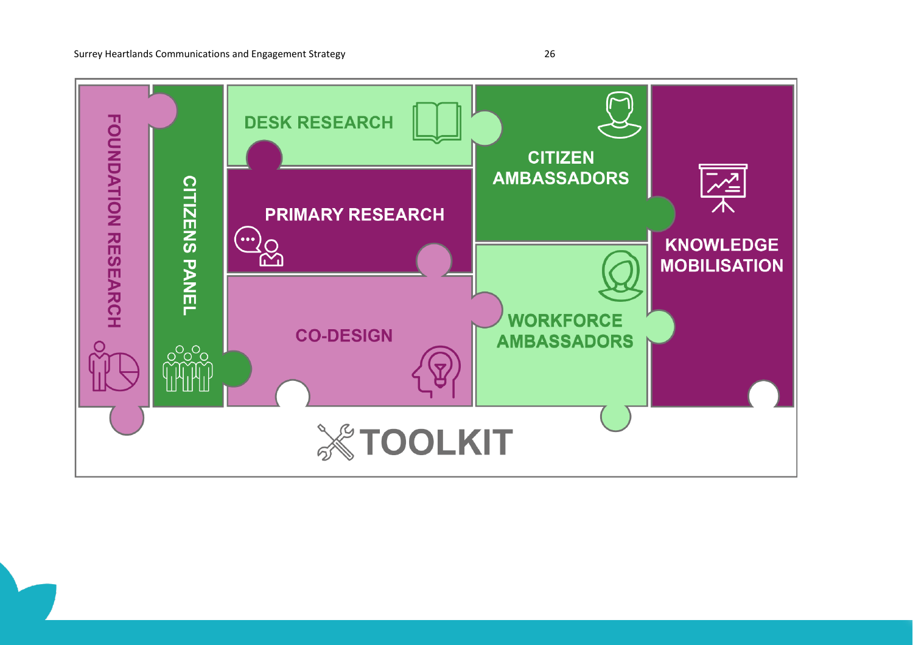FOUNDATION RESEARCH

CITIZENS PANEL

DESK RESEARCH

PRIMARY RESEARCH

CO-DESIGN

CITIZEN AMBASSADORS

WORKFORCE AMBASSADORS

KNOWLEDGE MOBILISATION

TOOLKIT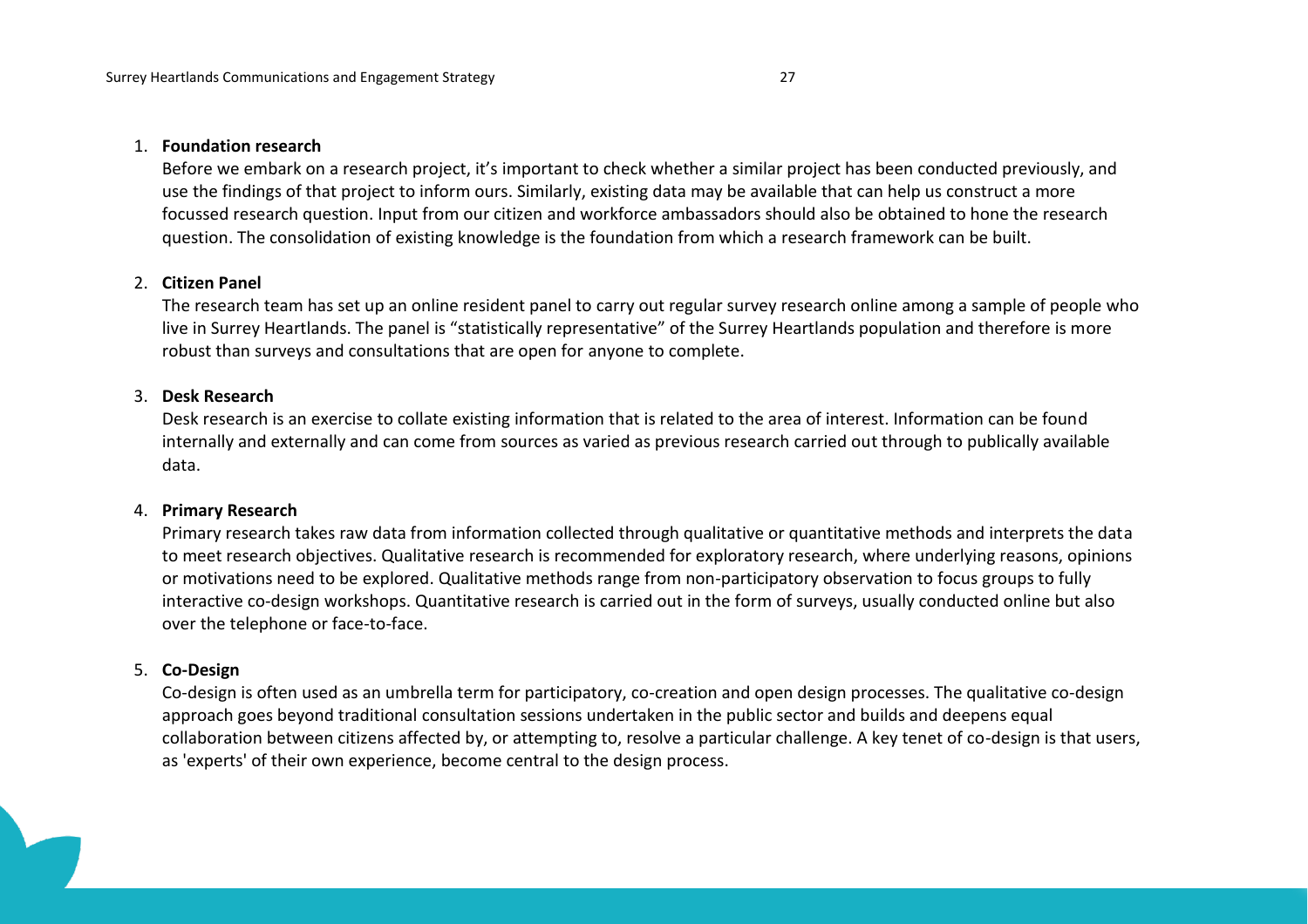1. **Foundation research**
   Before we embark on a research project, it's important to check whether a similar project has been conducted previously, and use the findings of that project to inform ours. Similarly, existing data may be available that can help us construct a more focussed research question. Input from our citizen and workforce ambassadors should also be obtained to hone the research question. The consolidation of existing knowledge is the foundation from which a research framework can be built.

2. **Citizen Panel**
   The research team has set up an online resident panel to carry out regular survey research online among a sample of people who live in Surrey Heartlands. The panel is "statistically representative" of the Surrey Heartlands population and therefore is more robust than surveys and consultations that are open for anyone to complete.

3. **Desk Research**
   Desk research is an exercise to collate existing information that is related to the area of interest. Information can be found internally and externally and can come from sources as varied as previous research carried out through to publically available data.

4. **Primary Research**
   Primary research takes raw data from information collected through qualitative or quantitative methods and interprets the data to meet research objectives. Qualitative research is recommended for exploratory research, where underlying reasons, opinions or motivations need to be explored. Qualitative methods range from non-participatory observation to focus groups to fully interactive co-design workshops. Quantitative research is carried out in the form of surveys, usually conducted online but also over the telephone or face-to-face.

5. **Co-Design**
   Co-design is often used as an umbrella term for participatory, co-creation and open design processes. The qualitative co-design approach goes beyond traditional consultation sessions undertaken in the public sector and builds and deepens equal collaboration between citizens affected by, or attempting to, resolve a particular challenge. A key tenet of co-design is that users, as 'experts' of their own experience, become central to the design process.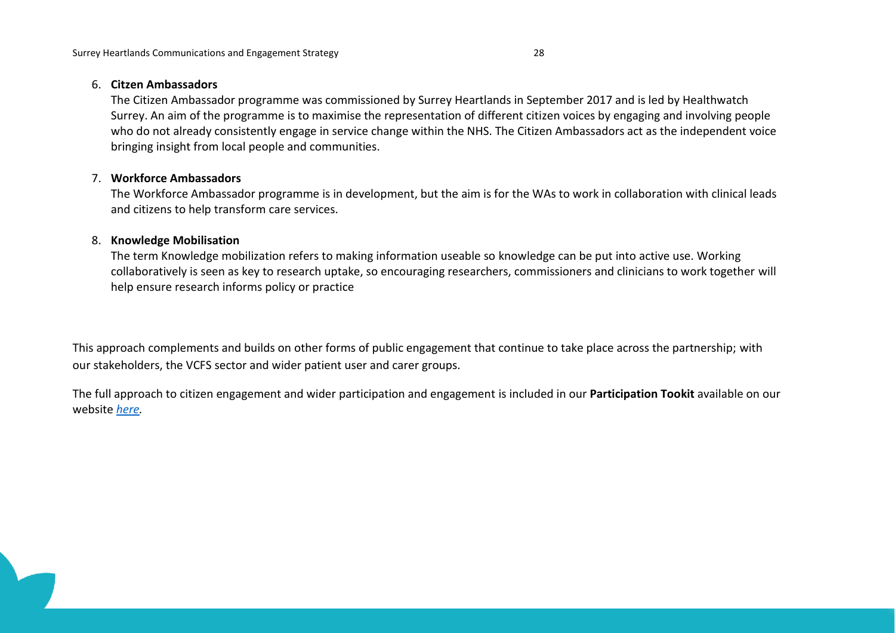6. **Citzen Ambassadors**
   The Citizen Ambassador programme was commissioned by Surrey Heartlands in September 2017 and is led by Healthwatch Surrey. An aim of the programme is to maximise the representation of different citizen voices by engaging and involving people who do not already consistently engage in service change within the NHS. The Citizen Ambassadors act as the independent voice bringing insight from local people and communities.

7. **Workforce Ambassadors**
   The Workforce Ambassador programme is in development, but the aim is for the WAs to work in collaboration with clinical leads and citizens to help transform care services.

8. **Knowledge Mobilisation**
   The term Knowledge mobilization refers to making information useable so knowledge can be put into active use. Working collaboratively is seen as key to research uptake, so encouraging researchers, commissioners and clinicians to work together will help ensure research informs policy or practice

This approach complements and builds on other forms of public engagement that continue to take place across the partnership; with our stakeholders, the VCFS sector and wider patient user and carer groups.

The full approach to citizen engagement and wider participation and engagement is included in our **Participation Tookit** available on our website *here.*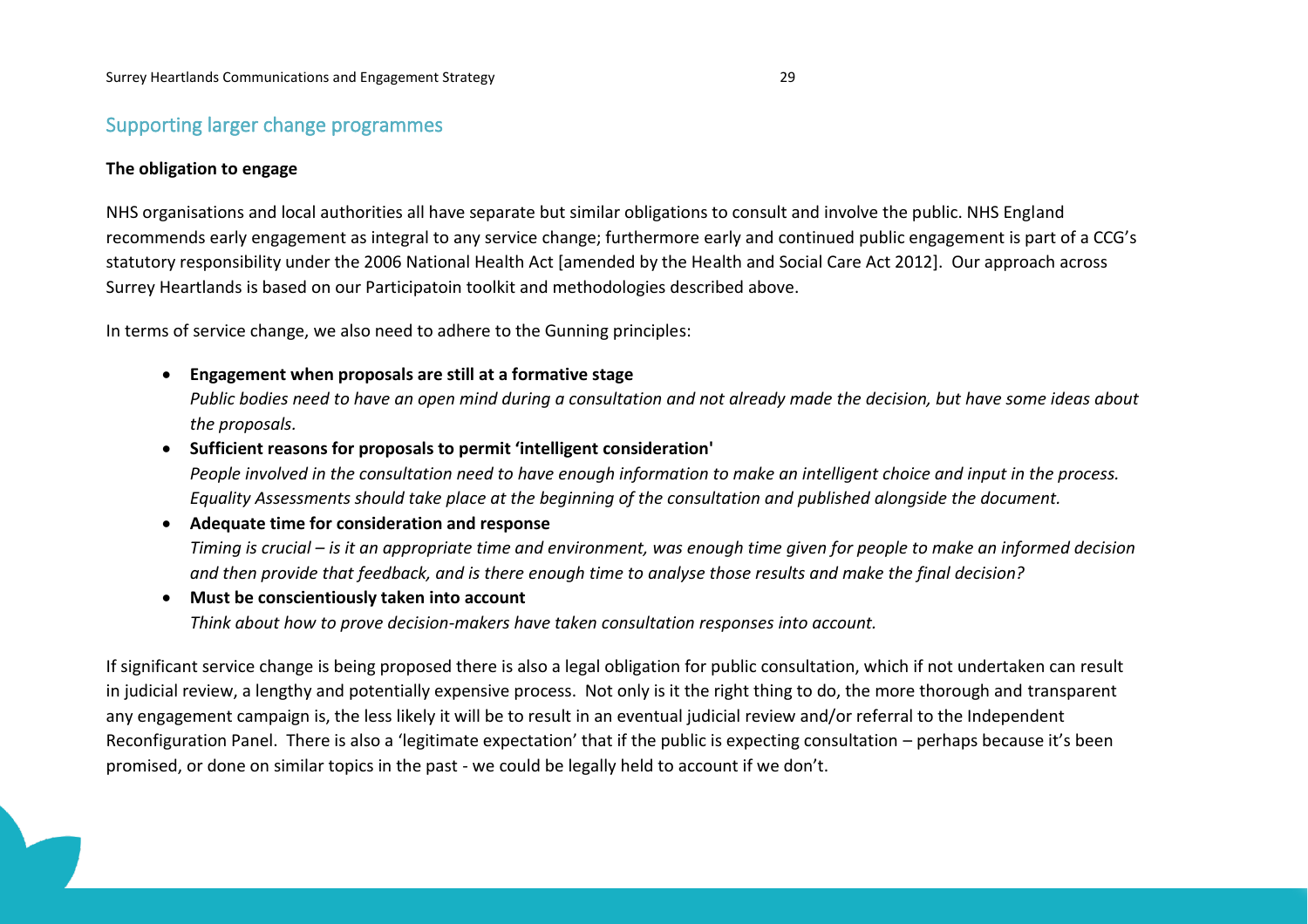## Supporting larger change programmes

**The obligation to engage**

NHS organisations and local authorities all have separate but similar obligations to consult and involve the public. NHS England recommends early engagement as integral to any service change; furthermore early and continued public engagement is part of a CCG's statutory responsibility under the 2006 National Health Act [amended by the Health and Social Care Act 2012]. Our approach across Surrey Heartlands is based on our Participatoin toolkit and methodologies described above.

In terms of service change, we also need to adhere to the Gunning principles:

- **Engagement when proposals are still at a formative stage**
  *Public bodies need to have an open mind during a consultation and not already made the decision, but have some ideas about the proposals.*
- **Sufficient reasons for proposals to permit 'intelligent consideration'**
  *People involved in the consultation need to have enough information to make an intelligent choice and input in the process. Equality Assessments should take place at the beginning of the consultation and published alongside the document.*
- **Adequate time for consideration and response**
  *Timing is crucial – is it an appropriate time and environment, was enough time given for people to make an informed decision and then provide that feedback, and is there enough time to analyse those results and make the final decision?*
- **Must be conscientiously taken into account**
  *Think about how to prove decision-makers have taken consultation responses into account.*

If significant service change is being proposed there is also a legal obligation for public consultation, which if not undertaken can result in judicial review, a lengthy and potentially expensive process. Not only is it the right thing to do, the more thorough and transparent any engagement campaign is, the less likely it will be to result in an eventual judicial review and/or referral to the Independent Reconfiguration Panel. There is also a 'legitimate expectation' that if the public is expecting consultation – perhaps because it's been promised, or done on similar topics in the past - we could be legally held to account if we don't.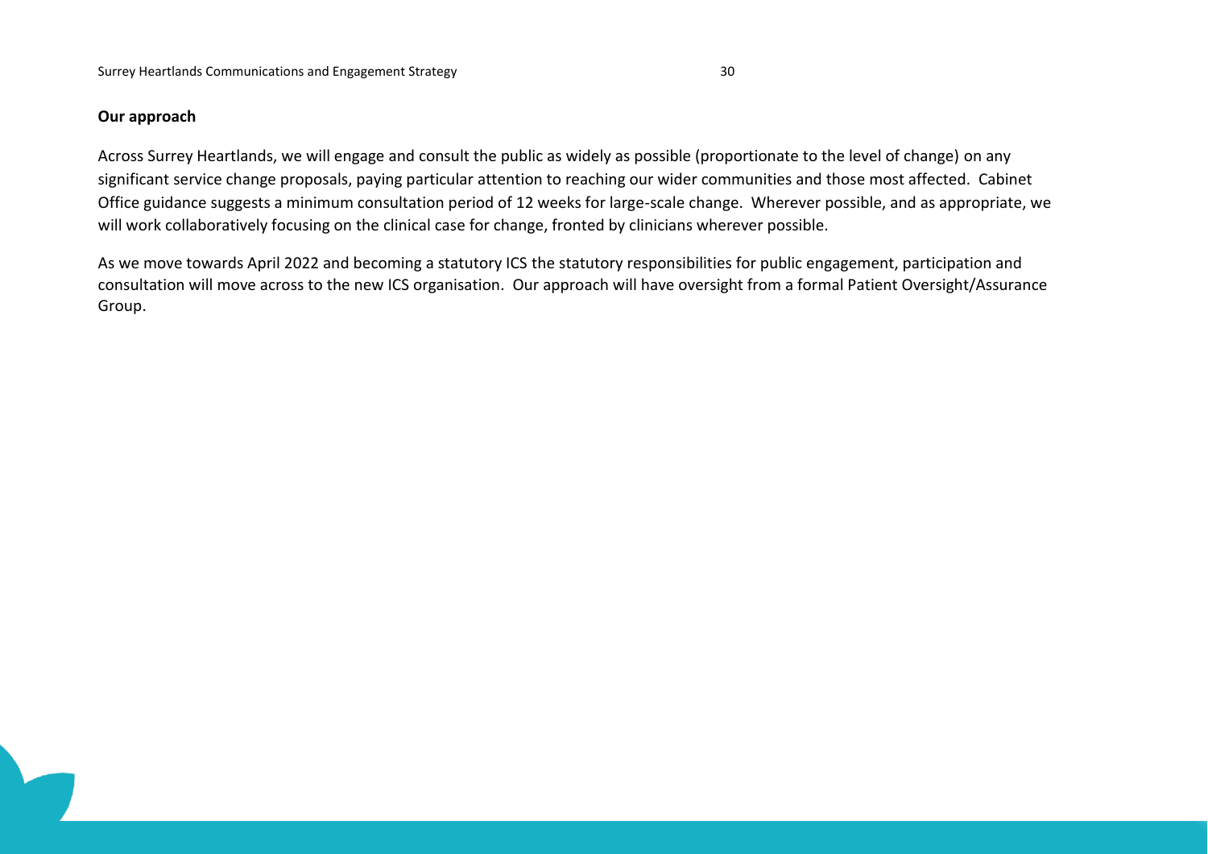**Our approach**

Across Surrey Heartlands, we will engage and consult the public as widely as possible (proportionate to the level of change) on any significant service change proposals, paying particular attention to reaching our wider communities and those most affected. Cabinet Office guidance suggests a minimum consultation period of 12 weeks for large-scale change. Wherever possible, and as appropriate, we will work collaboratively focusing on the clinical case for change, fronted by clinicians wherever possible.

As we move towards April 2022 and becoming a statutory ICS the statutory responsibilities for public engagement, participation and consultation will move across to the new ICS organisation. Our approach will have oversight from a formal Patient Oversight/Assurance Group.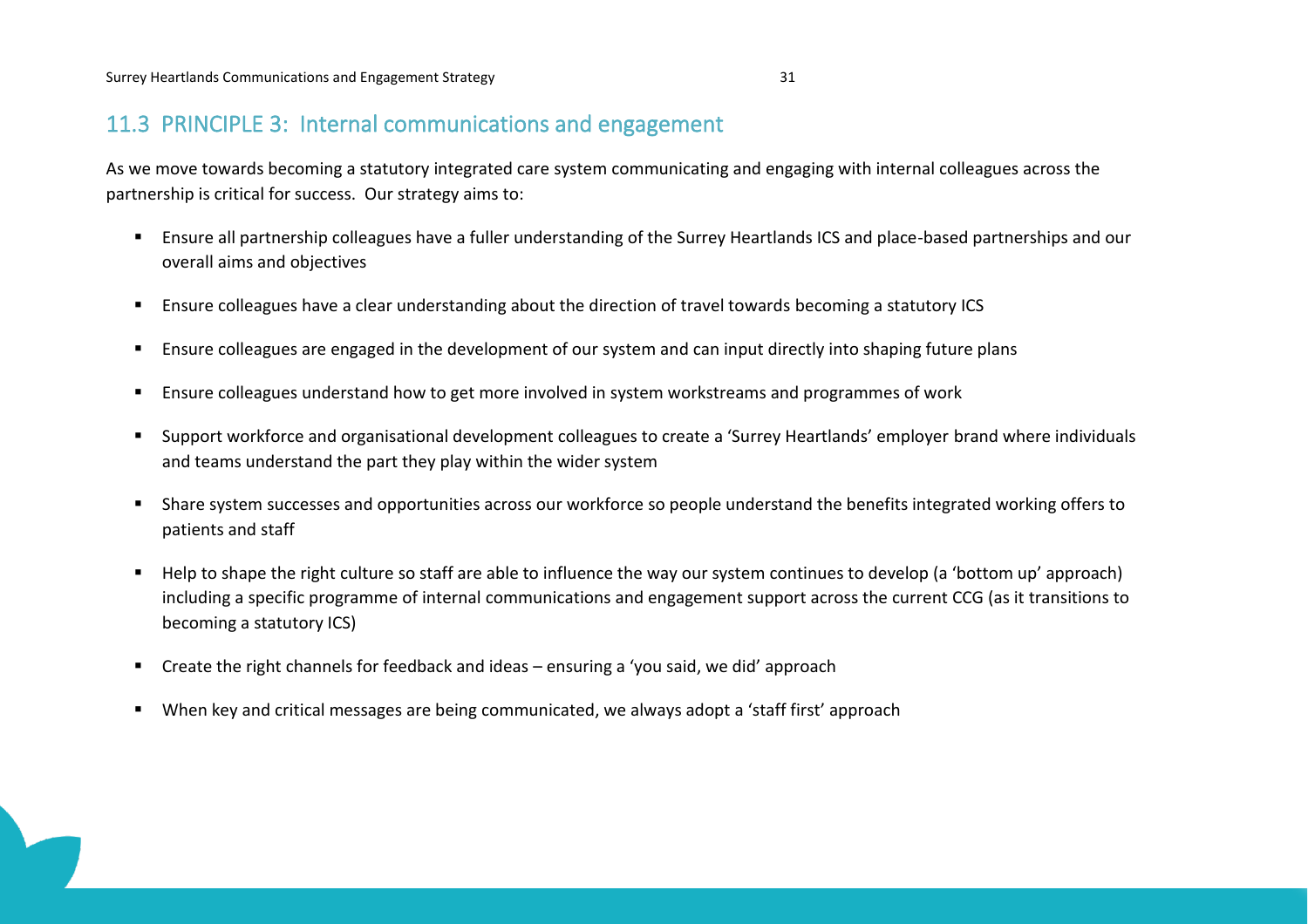## 11.3 PRINCIPLE 3: Internal communications and engagement

As we move towards becoming a statutory integrated care system communicating and engaging with internal colleagues across the partnership is critical for success. Our strategy aims to:

- Ensure all partnership colleagues have a fuller understanding of the Surrey Heartlands ICS and place-based partnerships and our overall aims and objectives
- Ensure colleagues have a clear understanding about the direction of travel towards becoming a statutory ICS
- Ensure colleagues are engaged in the development of our system and can input directly into shaping future plans
- Ensure colleagues understand how to get more involved in system workstreams and programmes of work
- Support workforce and organisational development colleagues to create a 'Surrey Heartlands' employer brand where individuals and teams understand the part they play within the wider system
- Share system successes and opportunities across our workforce so people understand the benefits integrated working offers to patients and staff
- Help to shape the right culture so staff are able to influence the way our system continues to develop (a 'bottom up' approach) including a specific programme of internal communications and engagement support across the current CCG (as it transitions to becoming a statutory ICS)
- Create the right channels for feedback and ideas – ensuring a 'you said, we did' approach
- When key and critical messages are being communicated, we always adopt a 'staff first' approach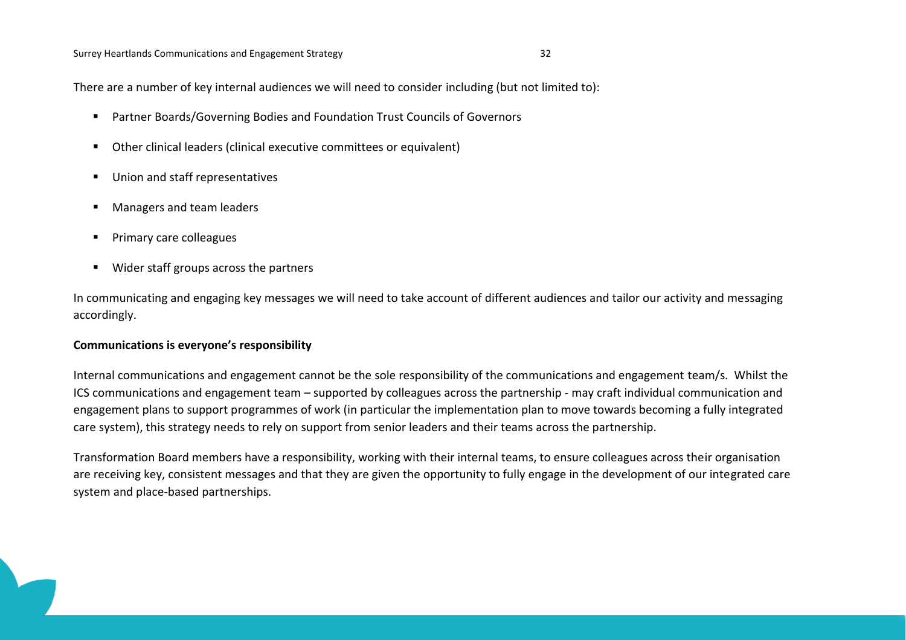There are a number of key internal audiences we will need to consider including (but not limited to):

- Partner Boards/Governing Bodies and Foundation Trust Councils of Governors
- Other clinical leaders (clinical executive committees or equivalent)
- Union and staff representatives
- Managers and team leaders
- Primary care colleagues
- Wider staff groups across the partners

In communicating and engaging key messages we will need to take account of different audiences and tailor our activity and messaging accordingly.

**Communications is everyone's responsibility**

Internal communications and engagement cannot be the sole responsibility of the communications and engagement team/s. Whilst the ICS communications and engagement team – supported by colleagues across the partnership - may craft individual communication and engagement plans to support programmes of work (in particular the implementation plan to move towards becoming a fully integrated care system), this strategy needs to rely on support from senior leaders and their teams across the partnership.

Transformation Board members have a responsibility, working with their internal teams, to ensure colleagues across their organisation are receiving key, consistent messages and that they are given the opportunity to fully engage in the development of our integrated care system and place-based partnerships.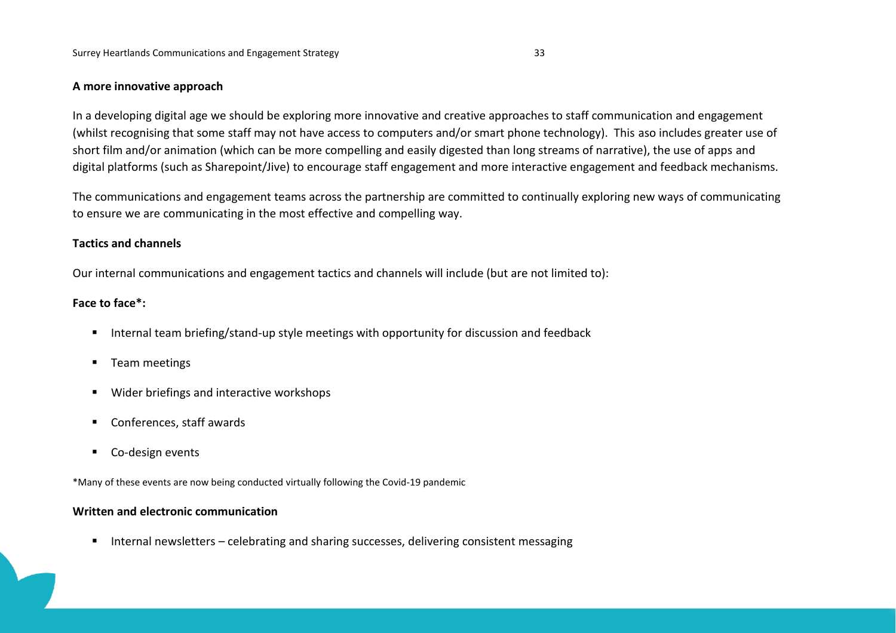**A more innovative approach**

In a developing digital age we should be exploring more innovative and creative approaches to staff communication and engagement (whilst recognising that some staff may not have access to computers and/or smart phone technology). This aso includes greater use of short film and/or animation (which can be more compelling and easily digested than long streams of narrative), the use of apps and digital platforms (such as Sharepoint/Jive) to encourage staff engagement and more interactive engagement and feedback mechanisms.

The communications and engagement teams across the partnership are committed to continually exploring new ways of communicating to ensure we are communicating in the most effective and compelling way.

**Tactics and channels**

Our internal communications and engagement tactics and channels will include (but are not limited to):

**Face to face*:**

- Internal team briefing/stand-up style meetings with opportunity for discussion and feedback
- Team meetings
- Wider briefings and interactive workshops
- Conferences, staff awards
- Co-design events

*Many of these events are now being conducted virtually following the Covid-19 pandemic

**Written and electronic communication**

- Internal newsletters – celebrating and sharing successes, delivering consistent messaging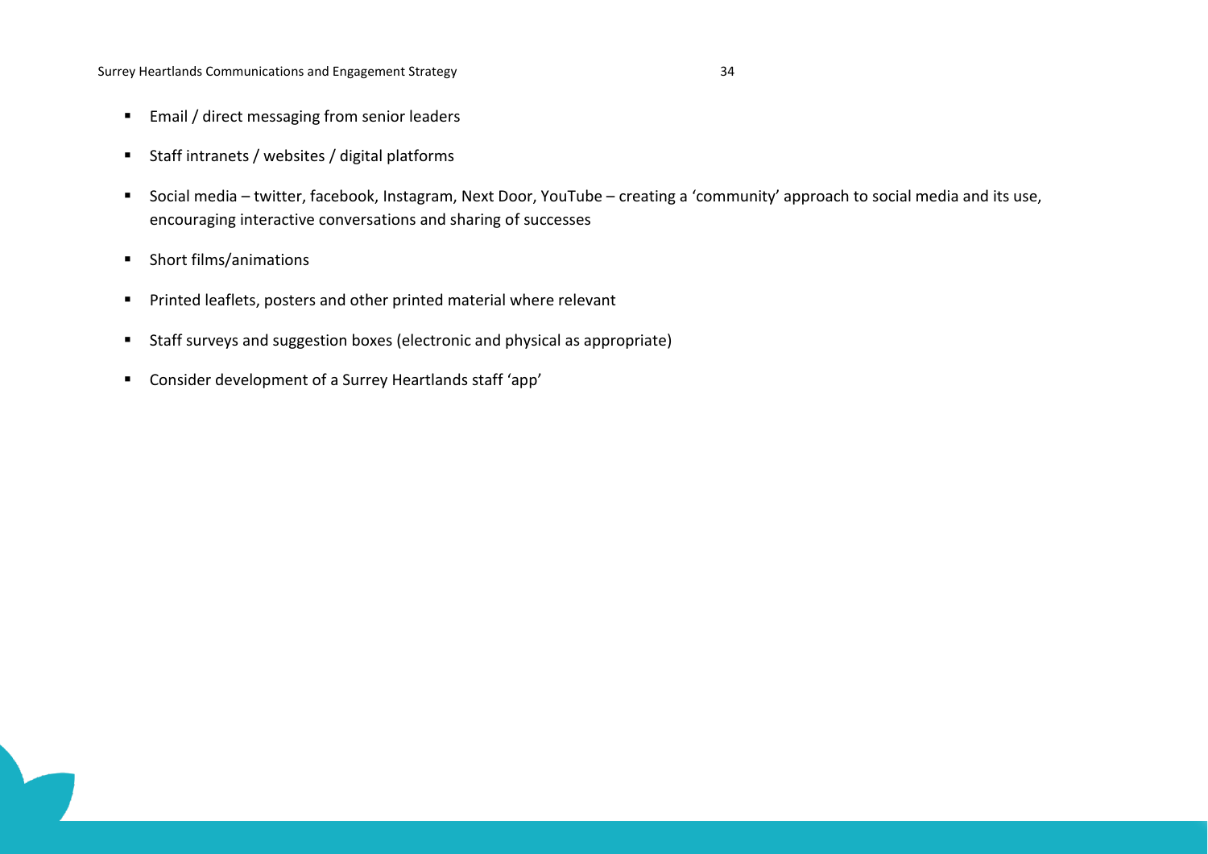- Email / direct messaging from senior leaders
- Staff intranets / websites / digital platforms
- Social media – twitter, facebook, Instagram, Next Door, YouTube – creating a 'community' approach to social media and its use, encouraging interactive conversations and sharing of successes
- Short films/animations
- Printed leaflets, posters and other printed material where relevant
- Staff surveys and suggestion boxes (electronic and physical as appropriate)
- Consider development of a Surrey Heartlands staff 'app'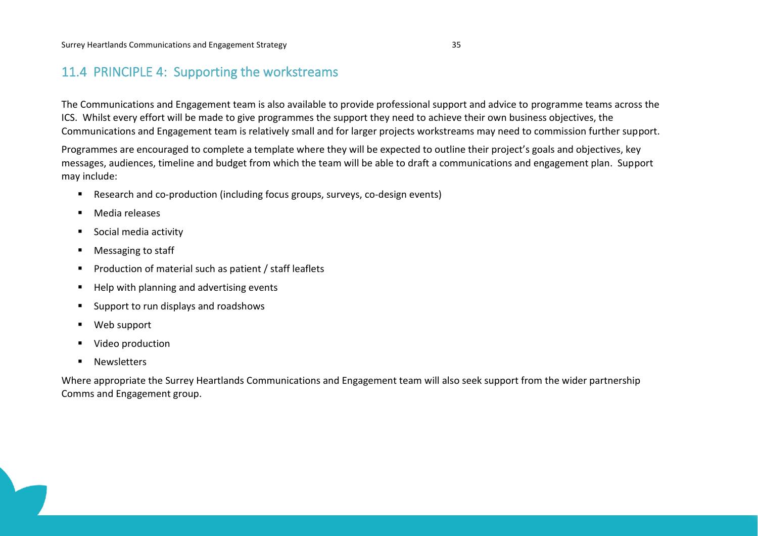## 11.4 PRINCIPLE 4: Supporting the workstreams

The Communications and Engagement team is also available to provide professional support and advice to programme teams across the ICS. Whilst every effort will be made to give programmes the support they need to achieve their own business objectives, the Communications and Engagement team is relatively small and for larger projects workstreams may need to commission further support.

Programmes are encouraged to complete a template where they will be expected to outline their project's goals and objectives, key messages, audiences, timeline and budget from which the team will be able to draft a communications and engagement plan. Support may include:

- Research and co-production (including focus groups, surveys, co-design events)
- Media releases
- Social media activity
- Messaging to staff
- Production of material such as patient / staff leaflets
- Help with planning and advertising events
- Support to run displays and roadshows
- Web support
- Video production
- Newsletters

Where appropriate the Surrey Heartlands Communications and Engagement team will also seek support from the wider partnership Comms and Engagement group.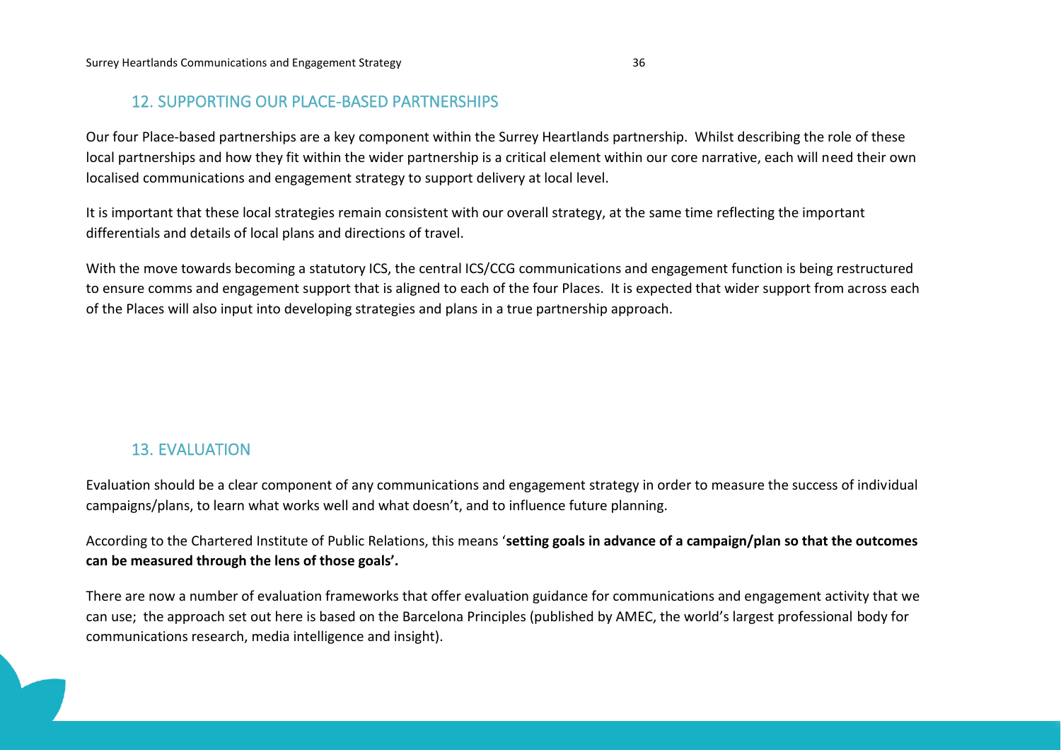## 12. SUPPORTING OUR PLACE-BASED PARTNERSHIPS

Our four Place-based partnerships are a key component within the Surrey Heartlands partnership. Whilst describing the role of these local partnerships and how they fit within the wider partnership is a critical element within our core narrative, each will need their own localised communications and engagement strategy to support delivery at local level.

It is important that these local strategies remain consistent with our overall strategy, at the same time reflecting the important differentials and details of local plans and directions of travel.

With the move towards becoming a statutory ICS, the central ICS/CCG communications and engagement function is being restructured to ensure comms and engagement support that is aligned to each of the four Places. It is expected that wider support from across each of the Places will also input into developing strategies and plans in a true partnership approach.

## 13. EVALUATION

Evaluation should be a clear component of any communications and engagement strategy in order to measure the success of individual campaigns/plans, to learn what works well and what doesn't, and to influence future planning.

According to the Chartered Institute of Public Relations, this means '**setting goals in advance of a campaign/plan so that the outcomes can be measured through the lens of those goals'.**

There are now a number of evaluation frameworks that offer evaluation guidance for communications and engagement activity that we can use; the approach set out here is based on the Barcelona Principles (published by AMEC, the world's largest professional body for communications research, media intelligence and insight).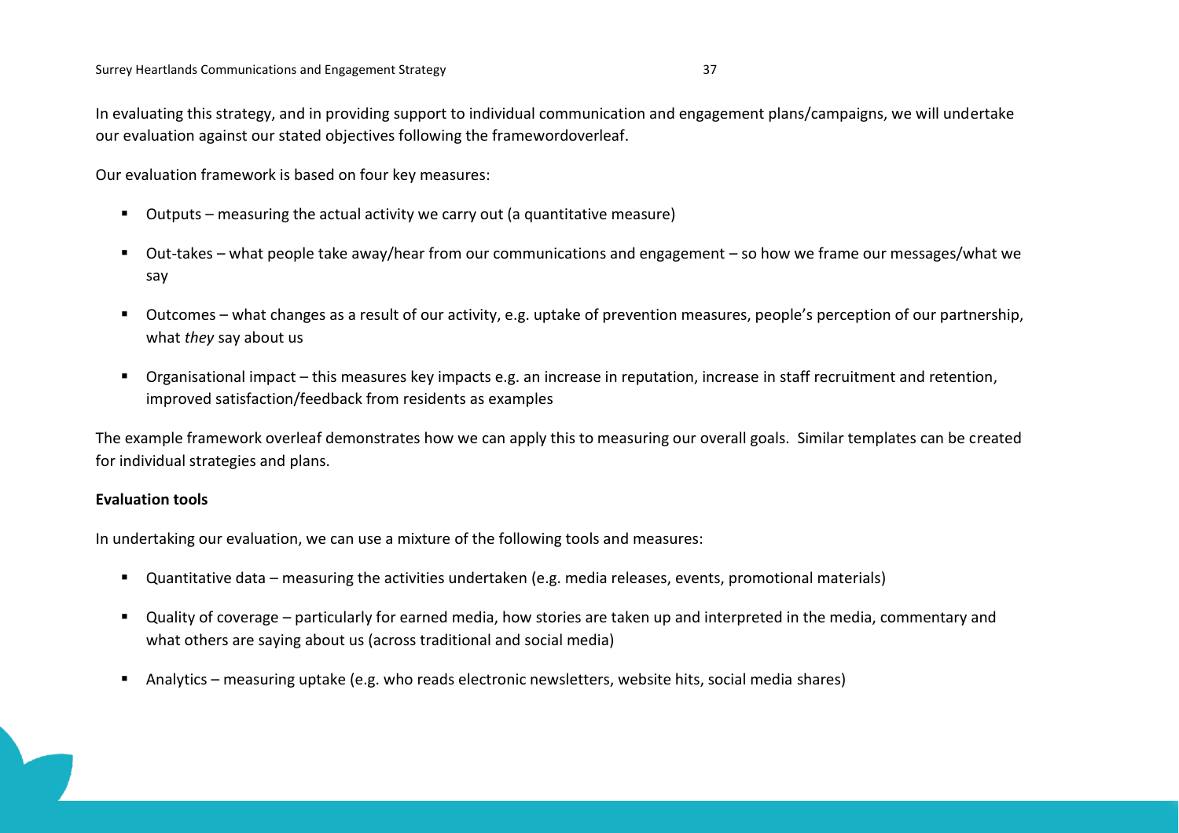In evaluating this strategy, and in providing support to individual communication and engagement plans/campaigns, we will undertake our evaluation against our stated objectives following the framewordoverleaf.

Our evaluation framework is based on four key measures:

- Outputs – measuring the actual activity we carry out (a quantitative measure)
- Out-takes – what people take away/hear from our communications and engagement – so how we frame our messages/what we say
- Outcomes – what changes as a result of our activity, e.g. uptake of prevention measures, people's perception of our partnership, what *they* say about us
- Organisational impact – this measures key impacts e.g. an increase in reputation, increase in staff recruitment and retention, improved satisfaction/feedback from residents as examples

The example framework overleaf demonstrates how we can apply this to measuring our overall goals. Similar templates can be created for individual strategies and plans.

**Evaluation tools**

In undertaking our evaluation, we can use a mixture of the following tools and measures:

- Quantitative data – measuring the activities undertaken (e.g. media releases, events, promotional materials)
- Quality of coverage – particularly for earned media, how stories are taken up and interpreted in the media, commentary and what others are saying about us (across traditional and social media)
- Analytics – measuring uptake (e.g. who reads electronic newsletters, website hits, social media shares)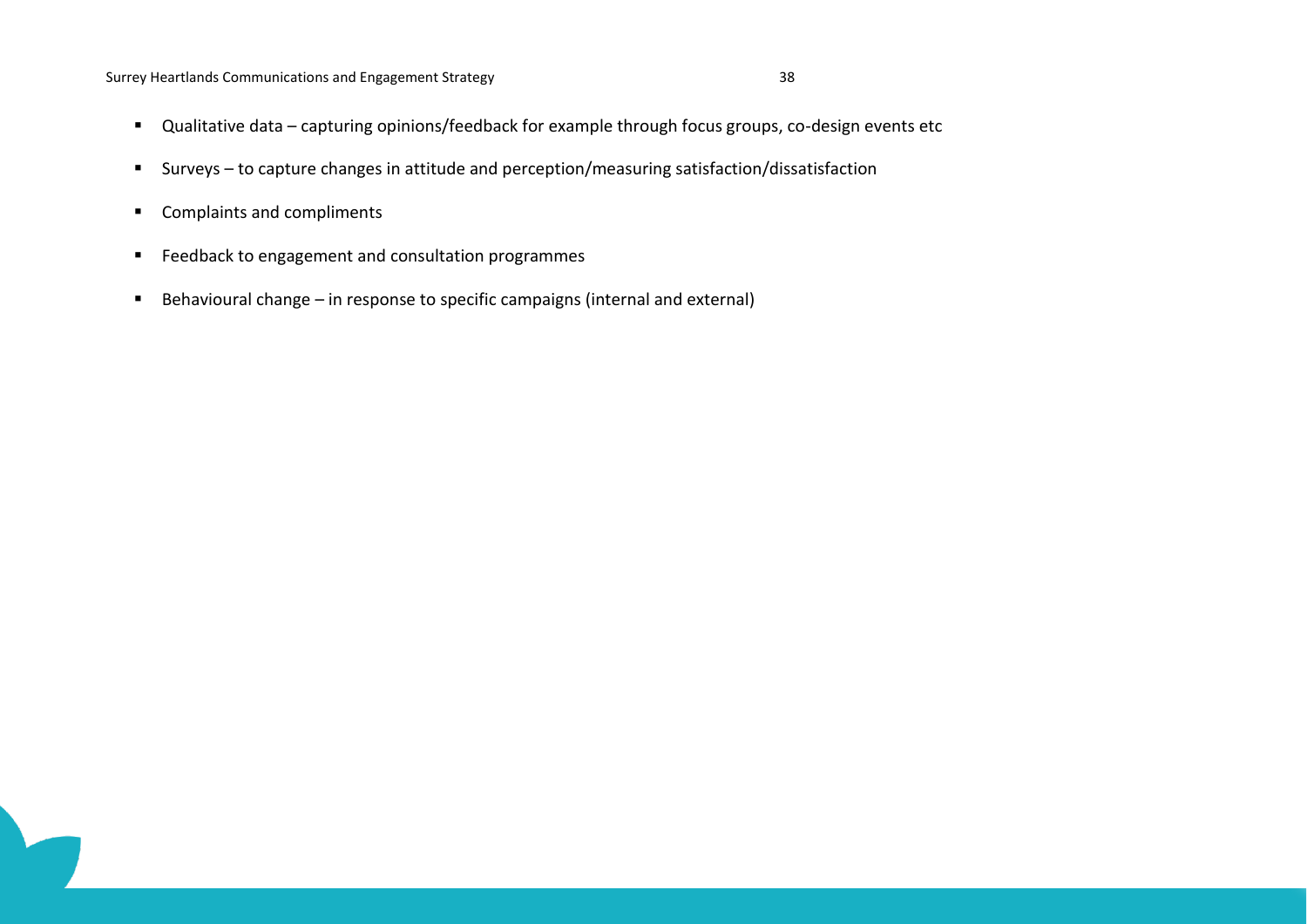- Qualitative data – capturing opinions/feedback for example through focus groups, co-design events etc
- Surveys – to capture changes in attitude and perception/measuring satisfaction/dissatisfaction
- Complaints and compliments
- Feedback to engagement and consultation programmes
- Behavioural change – in response to specific campaigns (internal and external)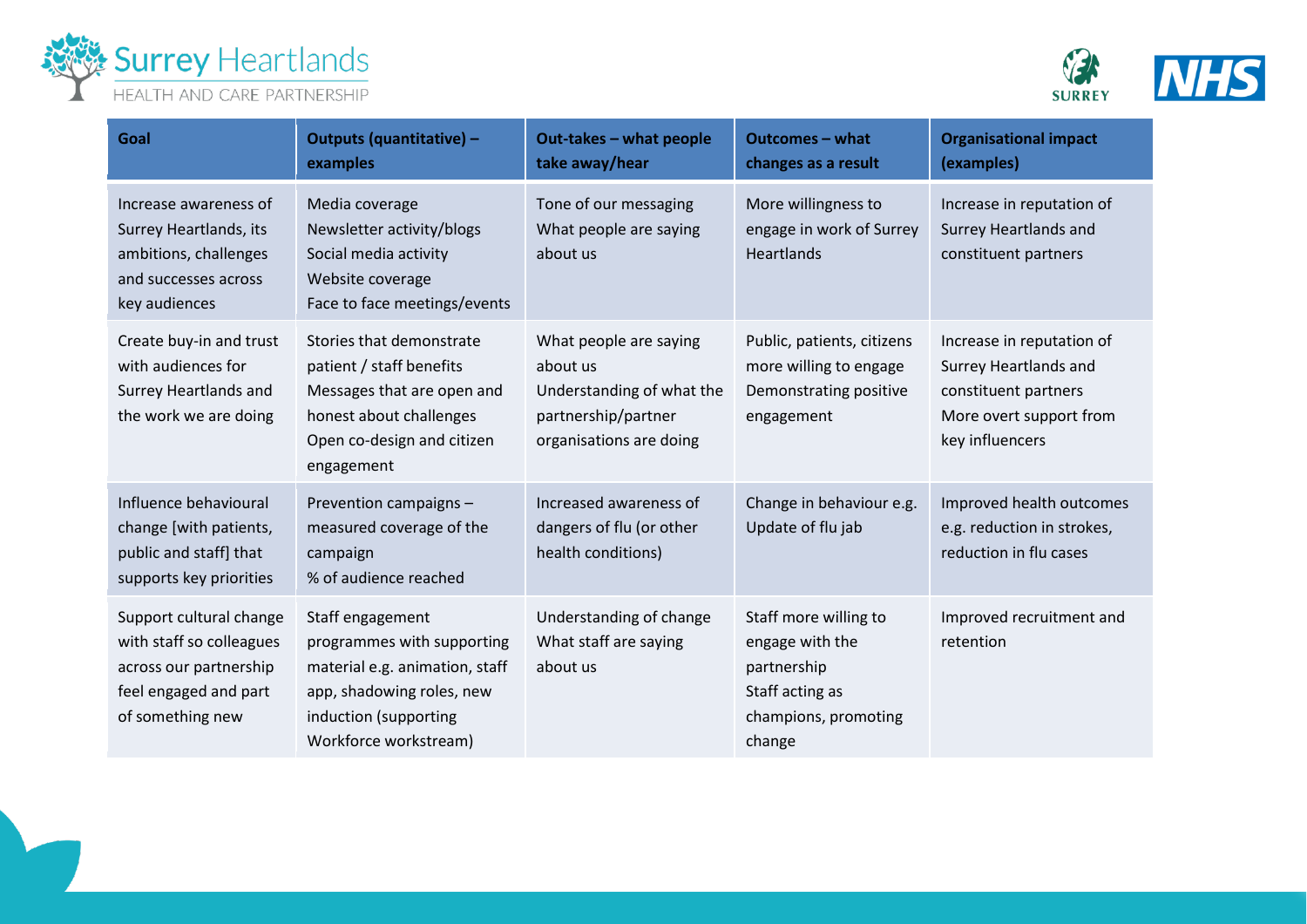| Goal | Outputs (quantitative) – examples | Out-takes – what people take away/hear | Outcomes – what changes as a result | Organisational impact (examples) |
| --- | --- | --- | --- | --- |
| Increase awareness of Surrey Heartlands, its ambitions, challenges and successes across key audiences | Media coverage<br>Newsletter activity/blogs<br>Social media activity<br>Website coverage<br>Face to face meetings/events | Tone of our messaging<br>What people are saying about us | More willingness to engage in work of Surrey Heartlands | Increase in reputation of Surrey Heartlands and constituent partners |
| Create buy-in and trust with audiences for Surrey Heartlands and the work we are doing | Stories that demonstrate patient / staff benefits<br>Messages that are open and honest about challenges<br>Open co-design and citizen engagement | What people are saying about us<br>Understanding of what the partnership/partner organisations are doing | Public, patients, citizens more willing to engage<br>Demonstrating positive engagement | Increase in reputation of Surrey Heartlands and constituent partners<br>More overt support from key influencers |
| Influence behavioural change [with patients, public and staff] that supports key priorities | Prevention campaigns – measured coverage of the campaign<br>% of audience reached | Increased awareness of dangers of flu (or other health conditions) | Change in behaviour e.g. Update of flu jab | Improved health outcomes e.g. reduction in strokes, reduction in flu cases |
| Support cultural change with staff so colleagues across our partnership feel engaged and part of something new | Staff engagement programmes with supporting material e.g. animation, staff app, shadowing roles, new induction (supporting Workforce workstream) | Understanding of change<br>What staff are saying about us | Staff more willing to engage with the partnership<br>Staff acting as champions, promoting change | Improved recruitment and retention |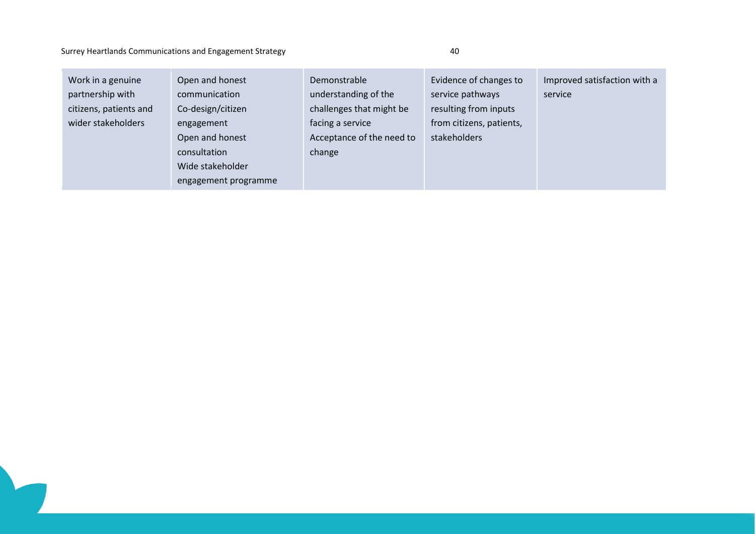| | | | | |
|---|---|---|---|---|
| Work in a genuine partnership with citizens, patients and wider stakeholders | Open and honest communication<br>Co-design/citizen engagement<br>Open and honest consultation<br>Wide stakeholder engagement programme | Demonstrable understanding of the challenges that might be facing a service<br>Acceptance of the need to change | Evidence of changes to service pathways resulting from inputs from citizens, patients, stakeholders | Improved satisfaction with a service |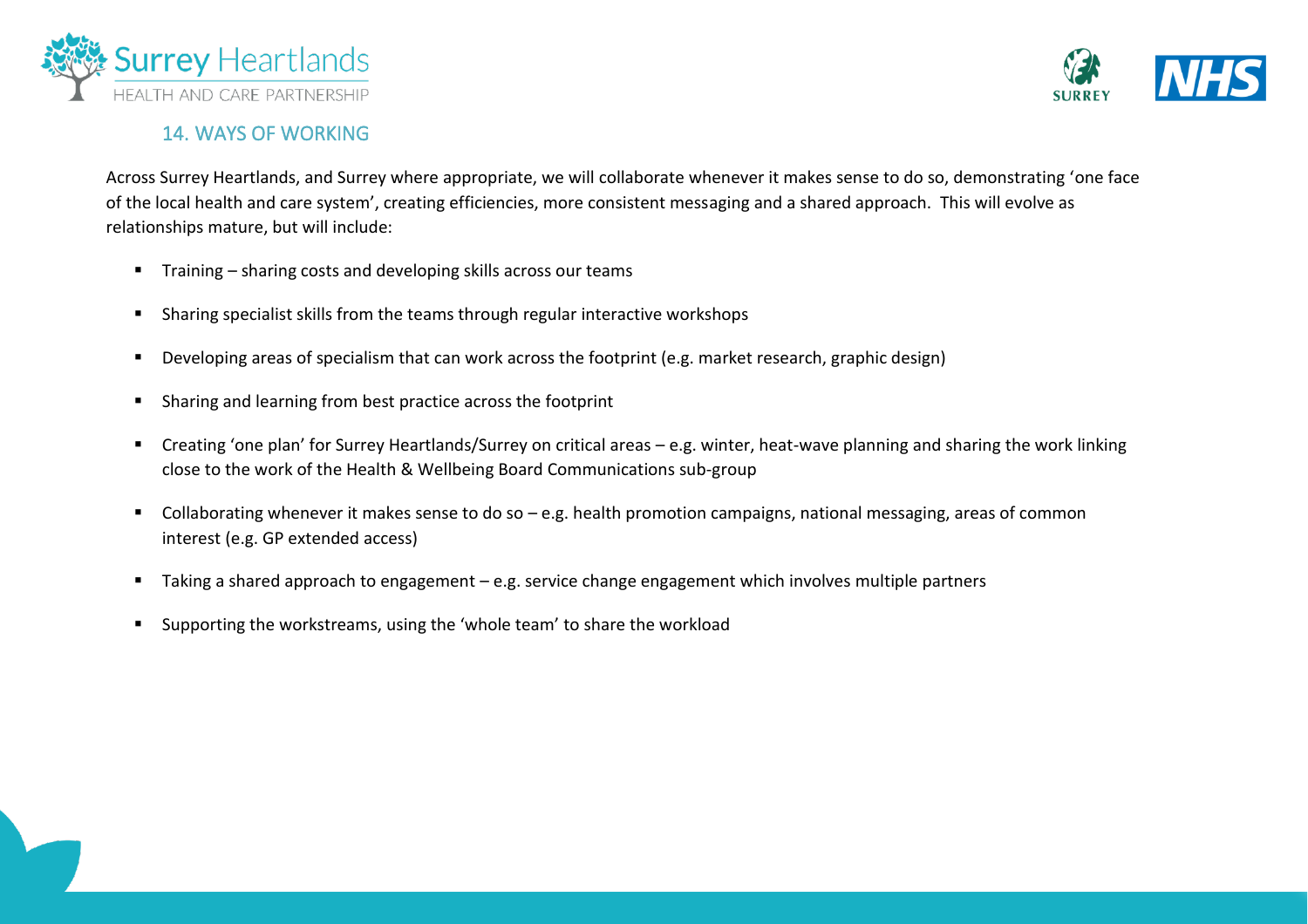## 14. WAYS OF WORKING

Across Surrey Heartlands, and Surrey where appropriate, we will collaborate whenever it makes sense to do so, demonstrating 'one face of the local health and care system', creating efficiencies, more consistent messaging and a shared approach. This will evolve as relationships mature, but will include:

- Training – sharing costs and developing skills across our teams
- Sharing specialist skills from the teams through regular interactive workshops
- Developing areas of specialism that can work across the footprint (e.g. market research, graphic design)
- Sharing and learning from best practice across the footprint
- Creating 'one plan' for Surrey Heartlands/Surrey on critical areas – e.g. winter, heat-wave planning and sharing the work linking close to the work of the Health & Wellbeing Board Communications sub-group
- Collaborating whenever it makes sense to do so – e.g. health promotion campaigns, national messaging, areas of common interest (e.g. GP extended access)
- Taking a shared approach to engagement – e.g. service change engagement which involves multiple partners
- Supporting the workstreams, using the 'whole team' to share the workload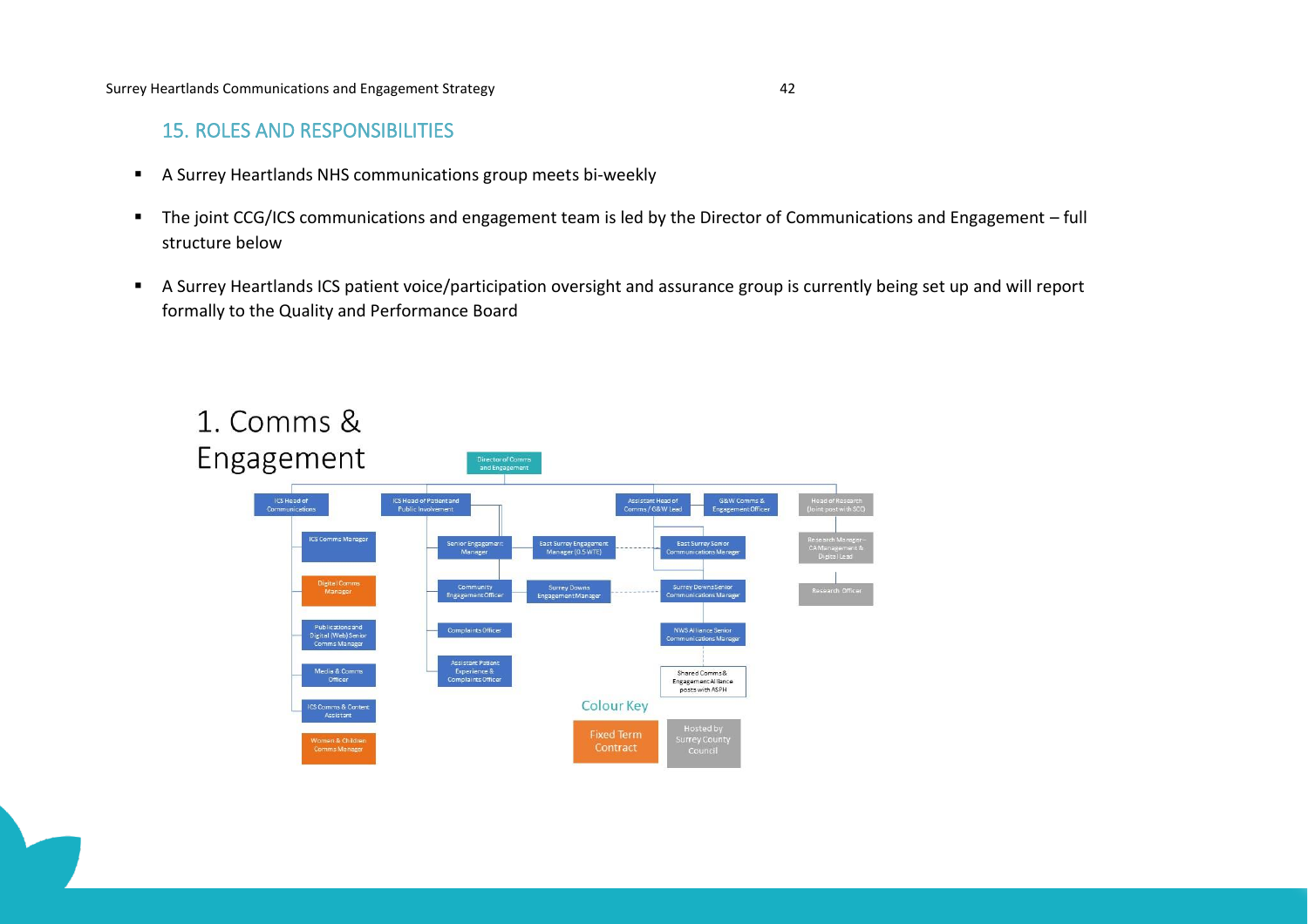## 15. ROLES AND RESPONSIBILITIES

- A Surrey Heartlands NHS communications group meets bi-weekly
- The joint CCG/ICS communications and engagement team is led by the Director of Communications and Engagement – full structure below
- A Surrey Heartlands ICS patient voice/participation oversight and assurance group is currently being set up and will report formally to the Quality and Performance Board

1. Comms & Engagement

Director of Comms and Engagement

- ICS Head of Communications
  - ICS Comms Manager
  - Digital Comms Manager
  - Publications and Digital (Web) Senior Comms Manager
  - Media & Comms Officer
  - ICS Comms & Content Assistant
  - Women & Children Comms Manager
- ICS Head of Patient and Public Involvement
  - Senior Engagement Manager
    - East Surrey Engagement Manager (0.5 WTE)
  - Community Engagement Officer
    - Surrey Downs Engagement Manager
  - Complaints Officer
  - Assistant Patient Experience & Complaints Officer
- Assistant Head of Comms / G&W Lead
  - East Surrey Senior Communications Manager
  - Surrey Downs Senior Communications Manager
  - NWS Alliance Senior Communications Manager
  - Shared Comms & Engagement Alliance posts with ASPH
- G&W Comms & Engagement Officer
- Head of Research (Joint post with SCC)
  - Research Manager – CA Management & Digital Lead
  - Research Officer

Colour Key

- Fixed Term Contract
- Hosted by Surrey County Council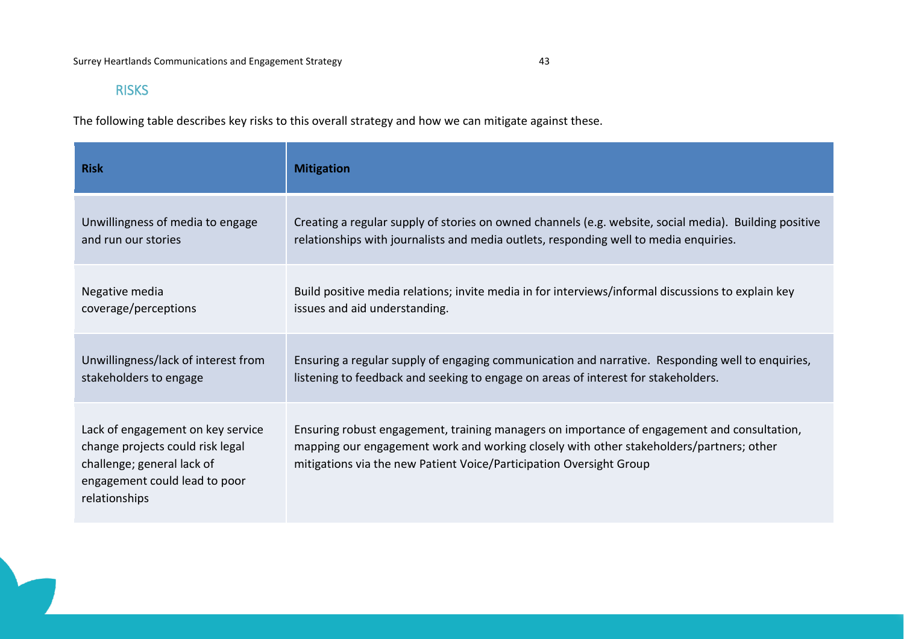## RISKS

The following table describes key risks to this overall strategy and how we can mitigate against these.

| Risk | Mitigation |
| --- | --- |
| Unwillingness of media to engage and run our stories | Creating a regular supply of stories on owned channels (e.g. website, social media). Building positive relationships with journalists and media outlets, responding well to media enquiries. |
| Negative media coverage/perceptions | Build positive media relations; invite media in for interviews/informal discussions to explain key issues and aid understanding. |
| Unwillingness/lack of interest from stakeholders to engage | Ensuring a regular supply of engaging communication and narrative. Responding well to enquiries, listening to feedback and seeking to engage on areas of interest for stakeholders. |
| Lack of engagement on key service change projects could risk legal challenge; general lack of engagement could lead to poor relationships | Ensuring robust engagement, training managers on importance of engagement and consultation, mapping our engagement work and working closely with other stakeholders/partners; other mitigations via the new Patient Voice/Participation Oversight Group |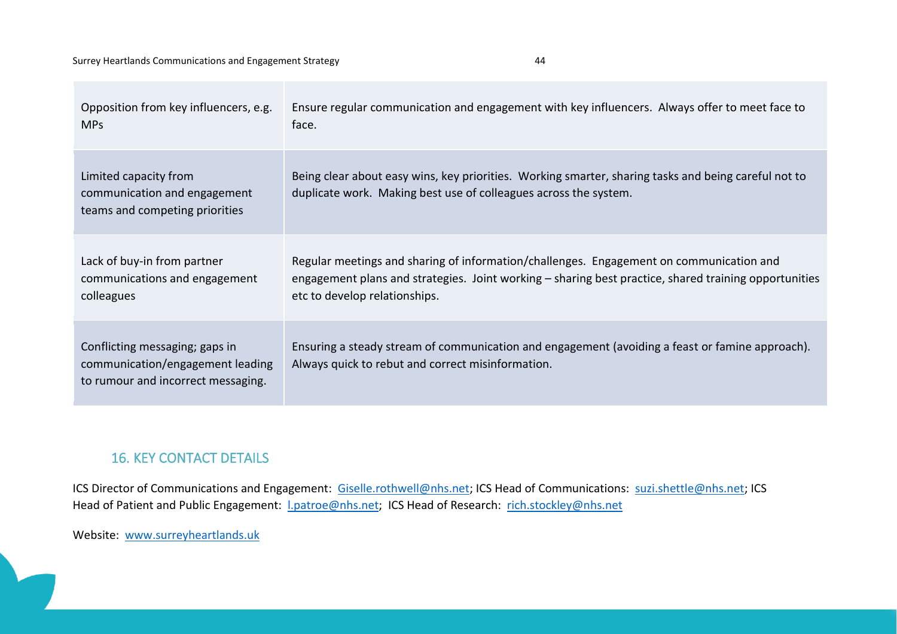| | |
|---|---|
| Opposition from key influencers, e.g. MPs | Ensure regular communication and engagement with key influencers. Always offer to meet face to face. |
| Limited capacity from communication and engagement teams and competing priorities | Being clear about easy wins, key priorities. Working smarter, sharing tasks and being careful not to duplicate work. Making best use of colleagues across the system. |
| Lack of buy-in from partner communications and engagement colleagues | Regular meetings and sharing of information/challenges. Engagement on communication and engagement plans and strategies. Joint working – sharing best practice, shared training opportunities etc to develop relationships. |
| Conflicting messaging; gaps in communication/engagement leading to rumour and incorrect messaging. | Ensuring a steady stream of communication and engagement (avoiding a feast or famine approach). Always quick to rebut and correct misinformation. |

## 16. KEY CONTACT DETAILS

ICS Director of Communications and Engagement: Giselle.rothwell@nhs.net; ICS Head of Communications: suzi.shettle@nhs.net; ICS Head of Patient and Public Engagement: l.patroe@nhs.net; ICS Head of Research: rich.stockley@nhs.net

Website: www.surreyheartlands.uk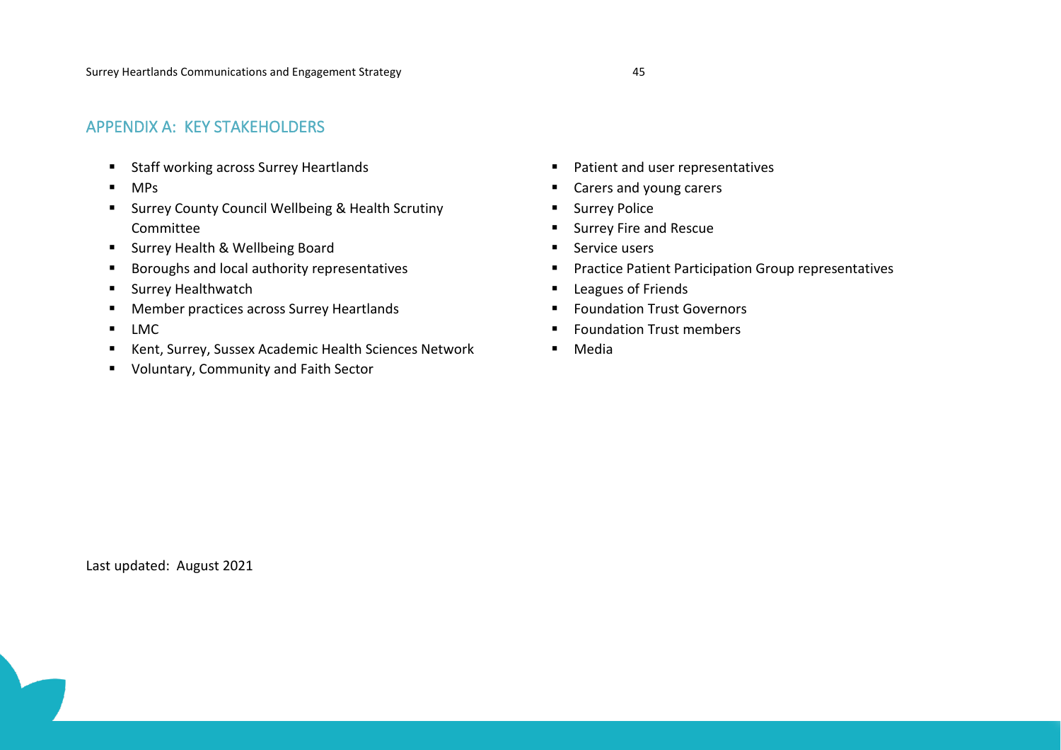## APPENDIX A: KEY STAKEHOLDERS

- Staff working across Surrey Heartlands
- MPs
- Surrey County Council Wellbeing & Health Scrutiny Committee
- Surrey Health & Wellbeing Board
- Boroughs and local authority representatives
- Surrey Healthwatch
- Member practices across Surrey Heartlands
- LMC
- Kent, Surrey, Sussex Academic Health Sciences Network
- Voluntary, Community and Faith Sector
- Patient and user representatives
- Carers and young carers
- Surrey Police
- Surrey Fire and Rescue
- Service users
- Practice Patient Participation Group representatives
- Leagues of Friends
- Foundation Trust Governors
- Foundation Trust members
- Media

Last updated: August 2021